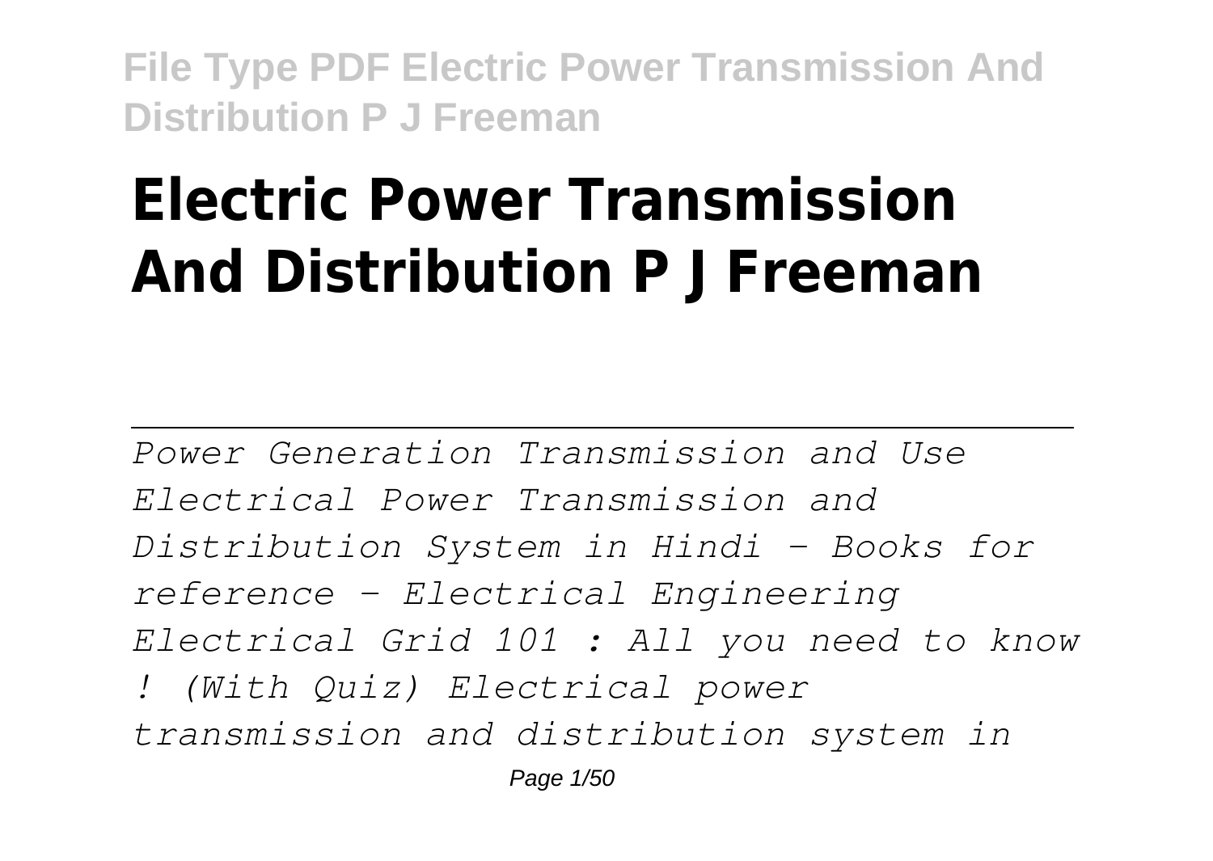# Electric Power Transmission And Distribution P J Freeman

---

*Power Generation Transmission and Use Electrical Power Transmission and Distribution System in Hindi - Books for reference - Electrical Engineering Electrical Grid 101 : All you need to know ! (With Quiz) Electrical power transmission and distribution system in*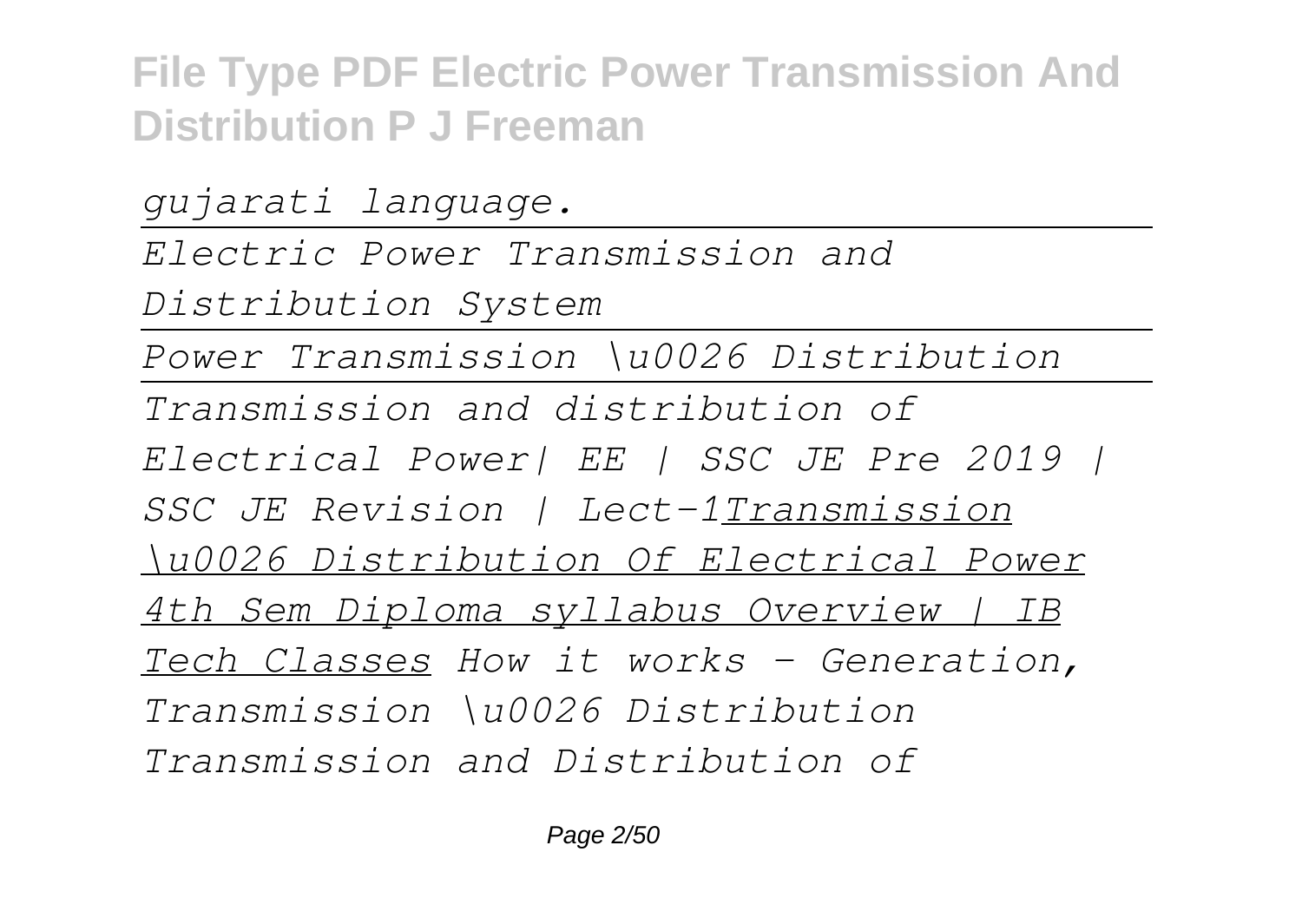*gujarati language.*

*Electric Power Transmission and Distribution System*

*Power Transmission \u0026 Distribution*

*Transmission and distribution of Electrical Power| EE | SSC JE Pre 2019 | SSC JE Revision | Lect-1*<u>*Transmission \u0026 Distribution Of Electrical Power 4th Sem Diploma syllabus Overview | IB Tech Classes*</u> *How it works - Generation, Transmission \u0026 Distribution*

*Transmission and Distribution of*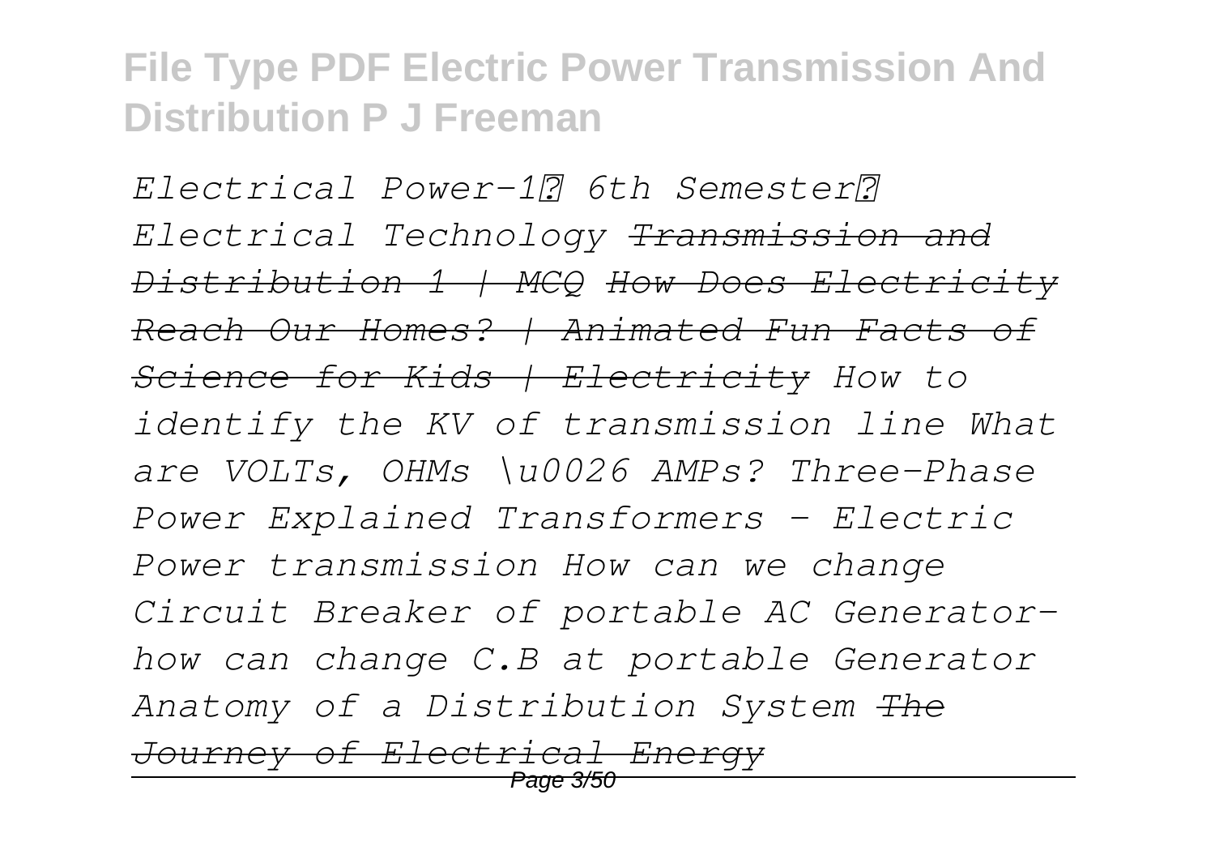*Electrical Power-1। 6th Semester। Electrical Technology* ~~*Transmission and Distribution 1 | MCQ*~~ ~~*How Does Electricity Reach Our Homes? | Animated Fun Facts of Science for Kids | Electricity*~~ *How to identify the KV of transmission line What are VOLTs, OHMs \u0026 AMPs? Three-Phase Power Explained Transformers - Electric Power transmission How can we change Circuit Breaker of portable AC Generator-how can change C.B at portable Generator Anatomy of a Distribution System* ~~*The Journey of Electrical Energy*~~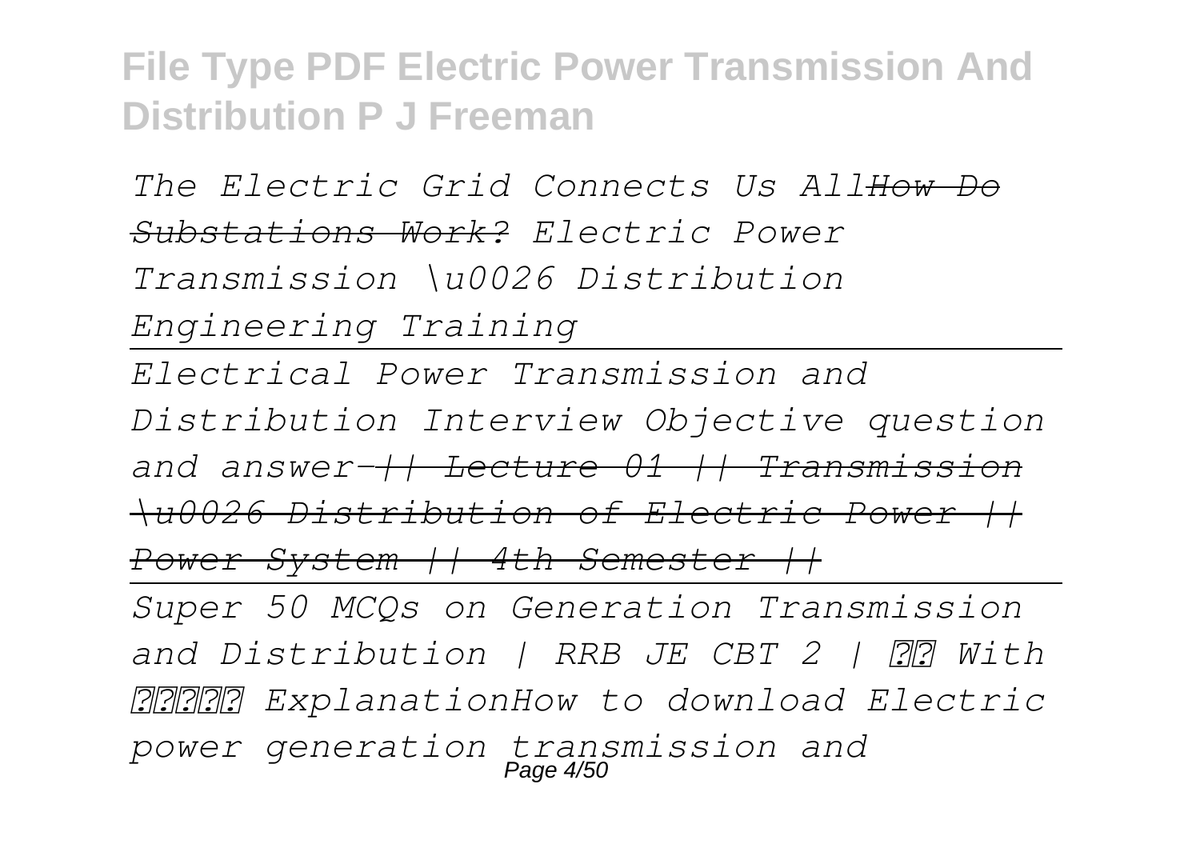*The Electric Grid Connects Us AllHow Do Substations Work? Electric Power Transmission \u0026 Distribution Engineering Training*

---

*Electrical Power Transmission and Distribution Interview Objective question and answer-|| Lecture 01 || Transmission \u0026 Distribution of Electric Power || Power System || 4th Semester ||*

---

*Super 50 MCQs on Generation Transmission and Distribution | RRB JE CBT 2 | □□ With □□□□□ ExplanationHow to download Electric power generation transmission and*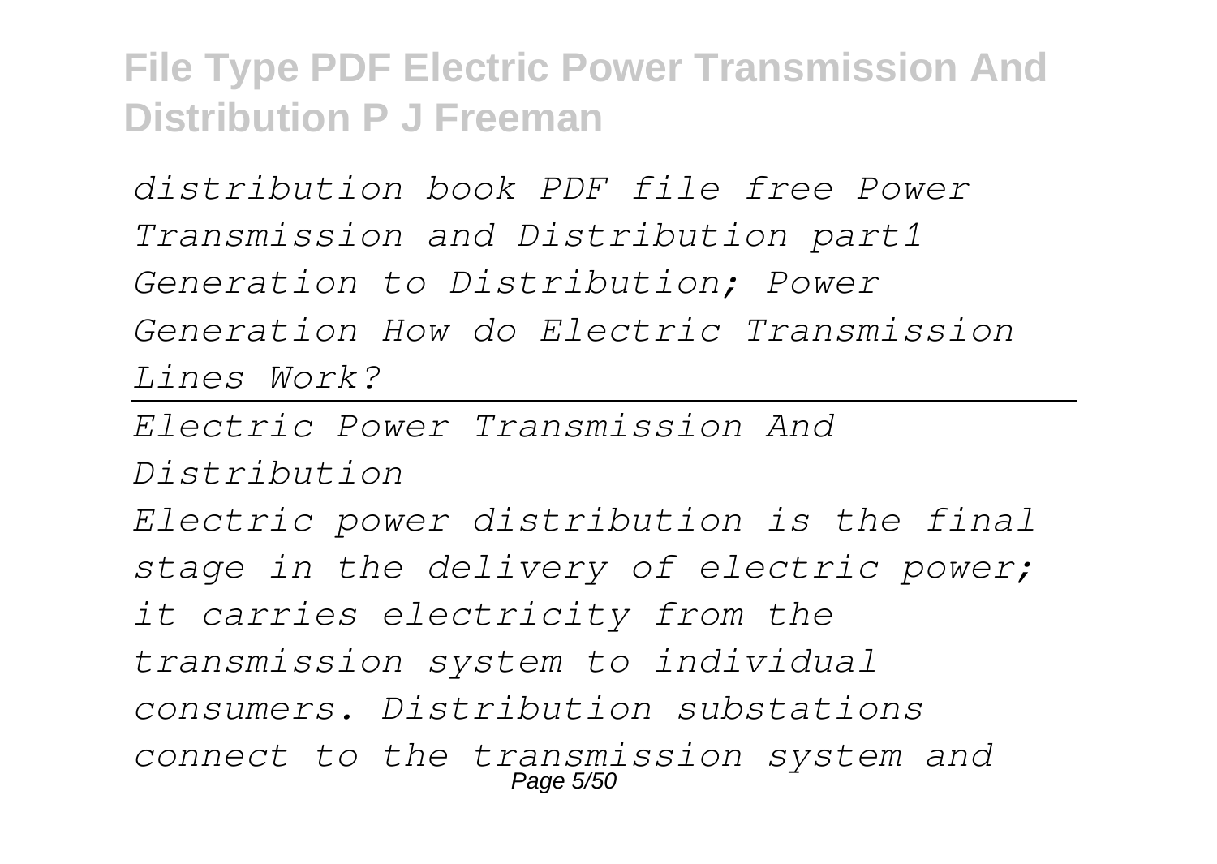*distribution book PDF file free Power Transmission and Distribution part1 Generation to Distribution; Power Generation How do Electric Transmission Lines Work?*

---

*Electric Power Transmission And Distribution*

*Electric power distribution is the final stage in the delivery of electric power; it carries electricity from the transmission system to individual consumers. Distribution substations connect to the transmission system and*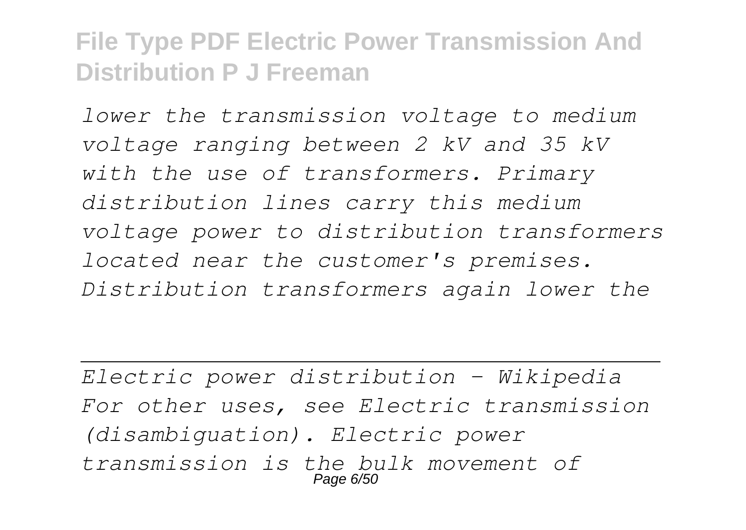*lower the transmission voltage to medium voltage ranging between 2 kV and 35 kV with the use of transformers. Primary distribution lines carry this medium voltage power to distribution transformers located near the customer's premises. Distribution transformers again lower the*

---

*Electric power distribution - Wikipedia*
*For other uses, see Electric transmission (disambiguation). Electric power transmission is the bulk movement of*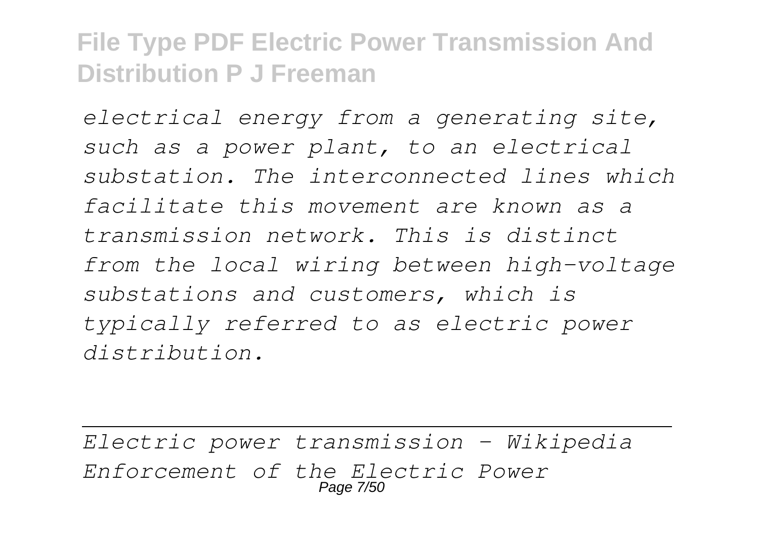*electrical energy from a generating site, such as a power plant, to an electrical substation. The interconnected lines which facilitate this movement are known as a transmission network. This is distinct from the local wiring between high-voltage substations and customers, which is typically referred to as electric power distribution.*

---

*Electric power transmission - Wikipedia*
*Enforcement of the Electric Power*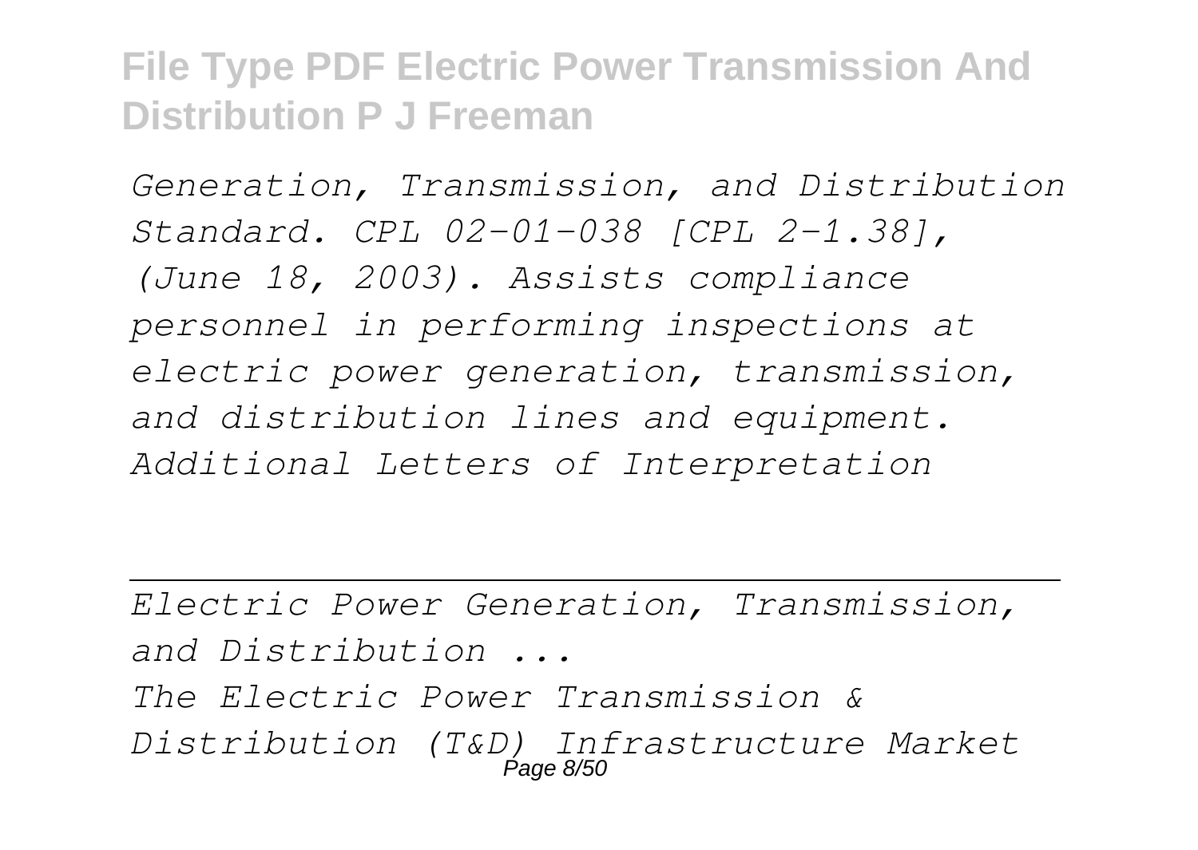*Generation, Transmission, and Distribution Standard. CPL 02-01-038 [CPL 2-1.38], (June 18, 2003). Assists compliance personnel in performing inspections at electric power generation, transmission, and distribution lines and equipment. Additional Letters of Interpretation*

---

*Electric Power Generation, Transmission, and Distribution ...*

*The Electric Power Transmission & Distribution (T&D) Infrastructure Market*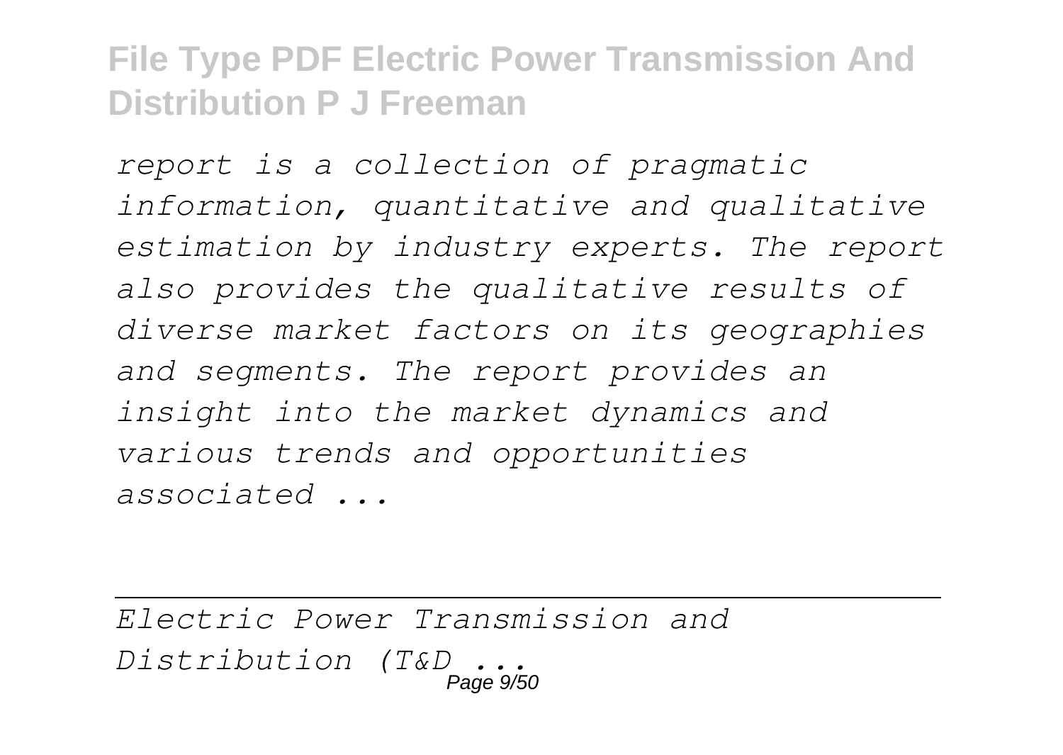*report is a collection of pragmatic information, quantitative and qualitative estimation by industry experts. The report also provides the qualitative results of diverse market factors on its geographies and segments. The report provides an insight into the market dynamics and various trends and opportunities associated ...*

---

*Electric Power Transmission and Distribution (T&D ...*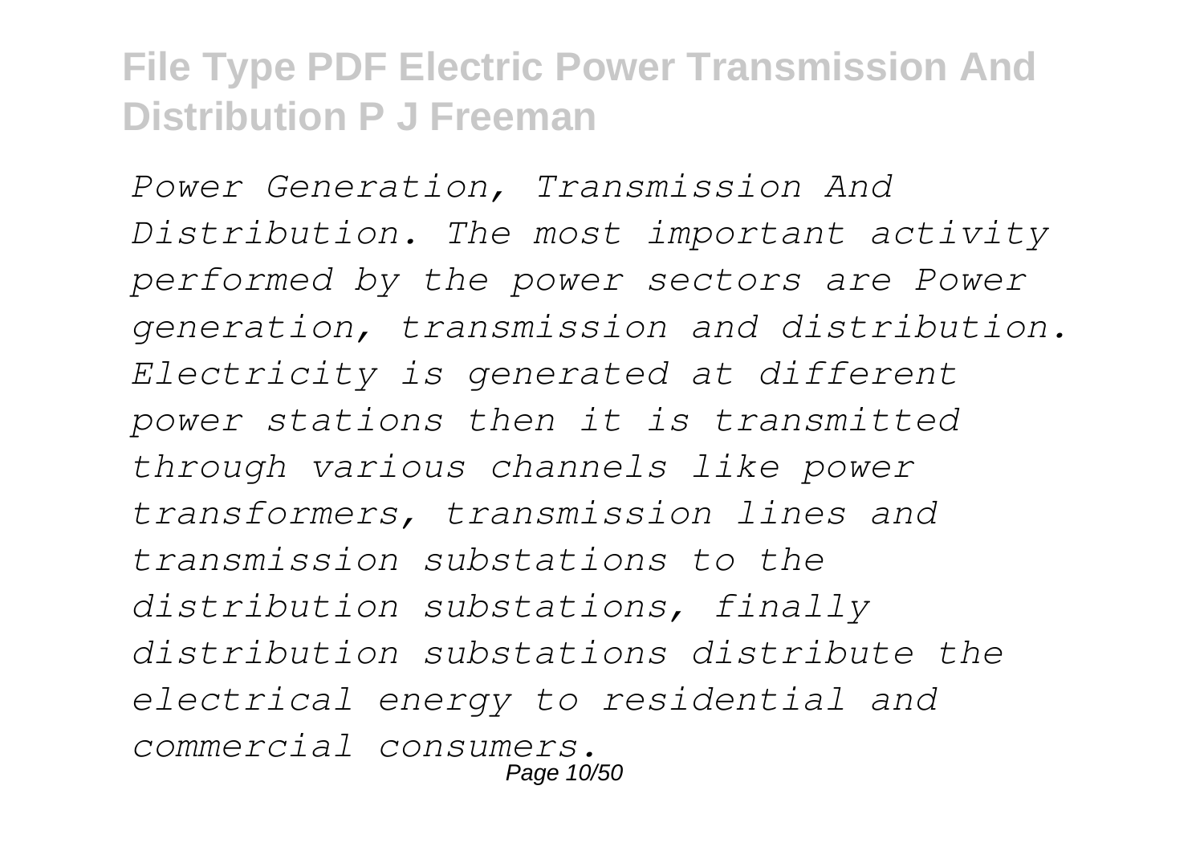*Power Generation, Transmission And Distribution. The most important activity performed by the power sectors are Power generation, transmission and distribution. Electricity is generated at different power stations then it is transmitted through various channels like power transformers, transmission lines and transmission substations to the distribution substations, finally distribution substations distribute the electrical energy to residential and commercial consumers.*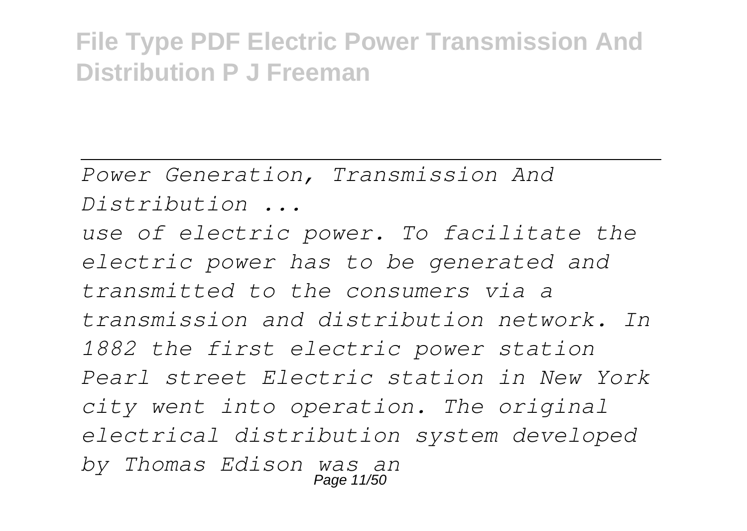*Power Generation, Transmission And Distribution ...*

*use of electric power. To facilitate the electric power has to be generated and transmitted to the consumers via a transmission and distribution network. In 1882 the first electric power station Pearl street Electric station in New York city went into operation. The original electrical distribution system developed by Thomas Edison was an*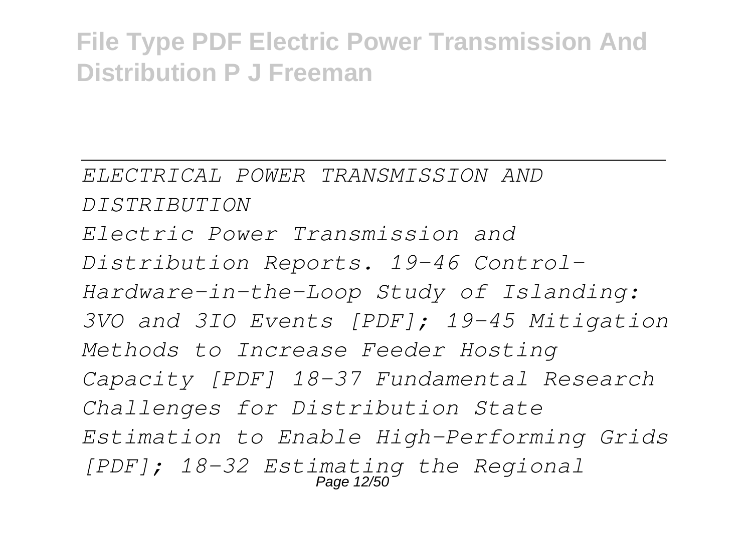*ELECTRICAL POWER TRANSMISSION AND DISTRIBUTION*

*Electric Power Transmission and Distribution Reports. 19-46 Control-Hardware-in-the-Loop Study of Islanding: 3VO and 3IO Events [PDF]; 19-45 Mitigation Methods to Increase Feeder Hosting Capacity [PDF] 18-37 Fundamental Research Challenges for Distribution State Estimation to Enable High-Performing Grids [PDF]; 18-32 Estimating the Regional*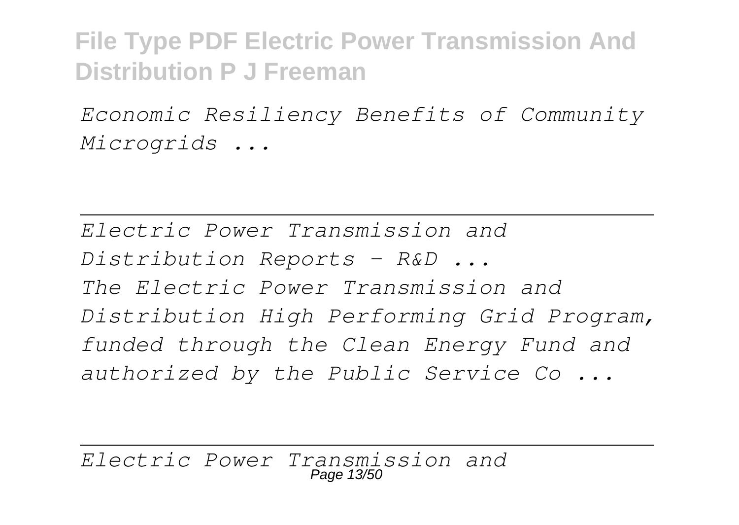*Economic Resiliency Benefits of Community Microgrids ...*

---

*Electric Power Transmission and Distribution Reports - R&D ...*
*The Electric Power Transmission and Distribution High Performing Grid Program, funded through the Clean Energy Fund and authorized by the Public Service Co ...*

---

*Electric Power Transmission and*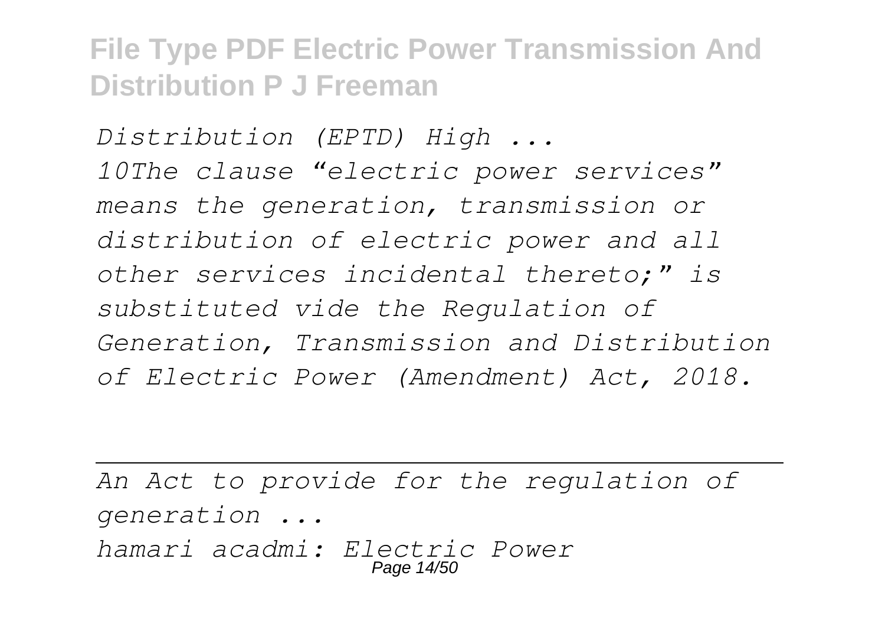*Distribution (EPTD) High ...*
*10The clause “electric power services” means the generation, transmission or distribution of electric power and all other services incidental thereto;” is substituted vide the Regulation of Generation, Transmission and Distribution of Electric Power (Amendment) Act, 2018.*

---

*An Act to provide for the regulation of generation ...*
*hamari acadmi: Electric Power*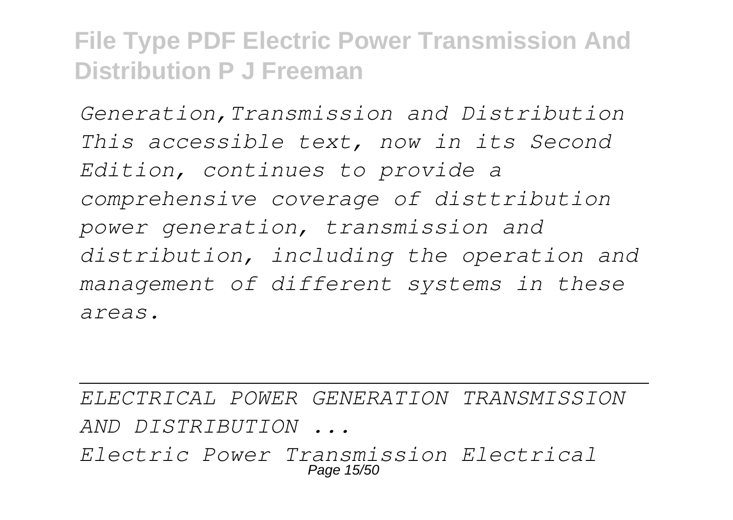*Generation,Transmission and Distribution This accessible text, now in its Second Edition, continues to provide a comprehensive coverage of disttribution power generation, transmission and distribution, including the operation and management of different systems in these areas.*

---

*ELECTRICAL POWER GENERATION TRANSMISSION AND DISTRIBUTION ...*

*Electric Power Transmission Electrical*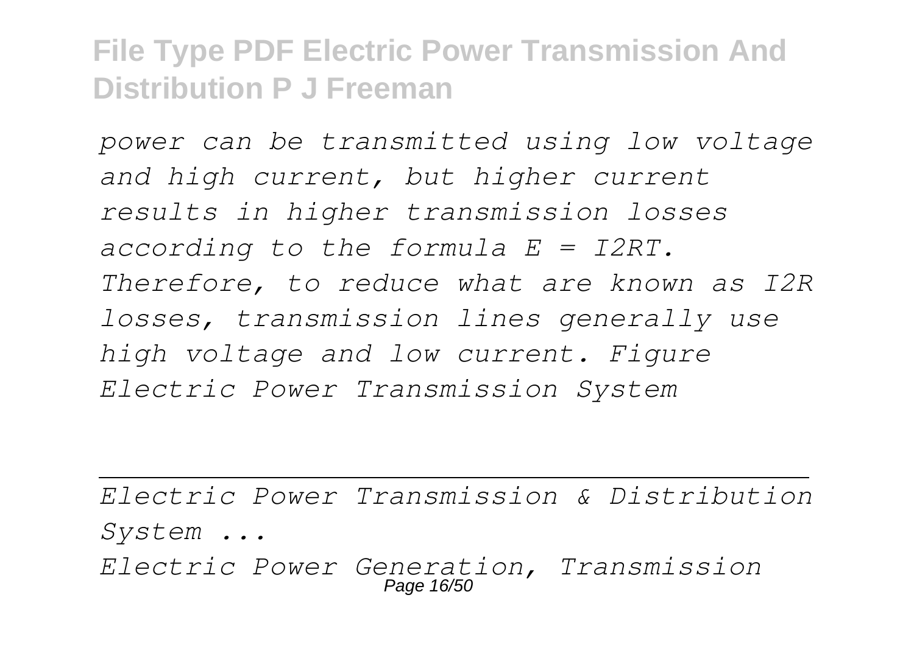*power can be transmitted using low voltage and high current, but higher current results in higher transmission losses according to the formula $E = I^2RT$. Therefore, to reduce what are known as $I^2R$ losses, transmission lines generally use high voltage and low current. Figure Electric Power Transmission System*

---

*Electric Power Transmission & Distribution System ...*

*Electric Power Generation, Transmission*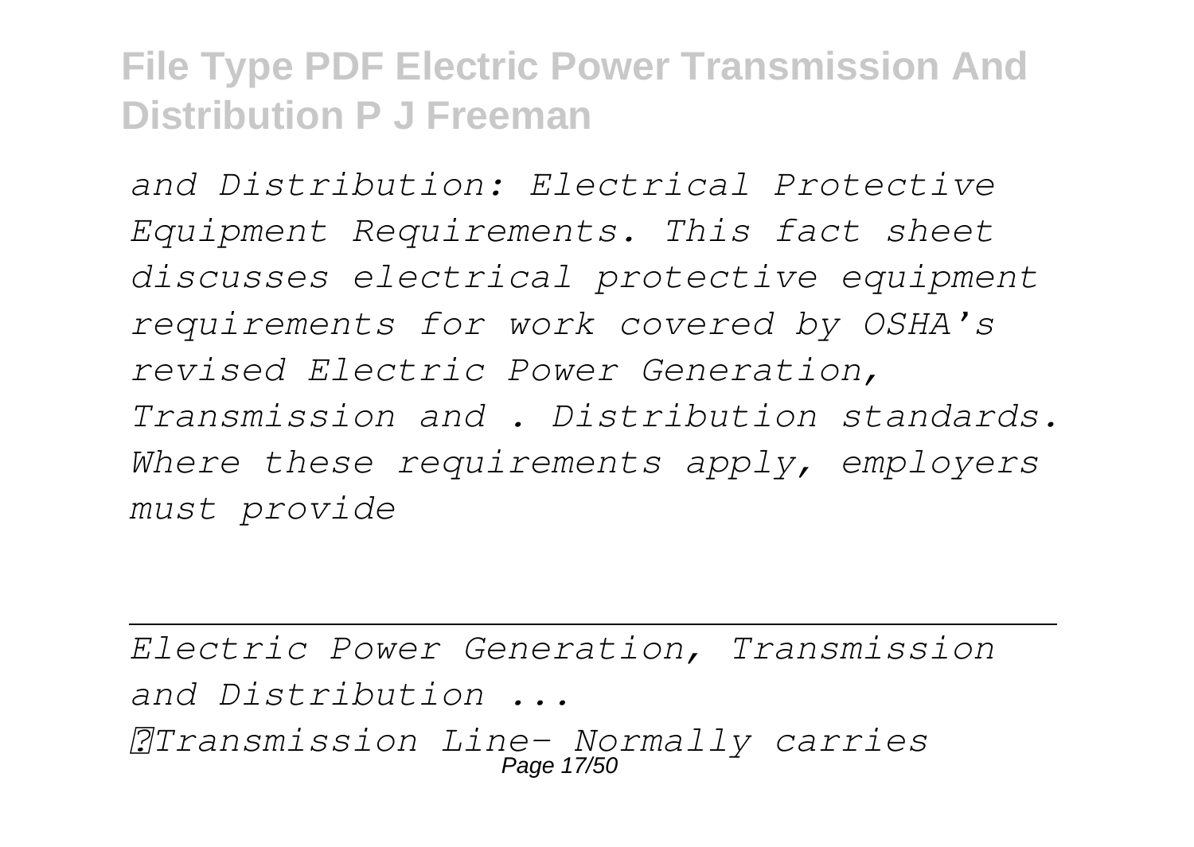*and Distribution: Electrical Protective Equipment Requirements. This fact sheet discusses electrical protective equipment requirements for work covered by OSHA's revised Electric Power Generation, Transmission and . Distribution standards. Where these requirements apply, employers must provide*

---

*Electric Power Generation, Transmission and Distribution ...*

*Transmission Line- Normally carries*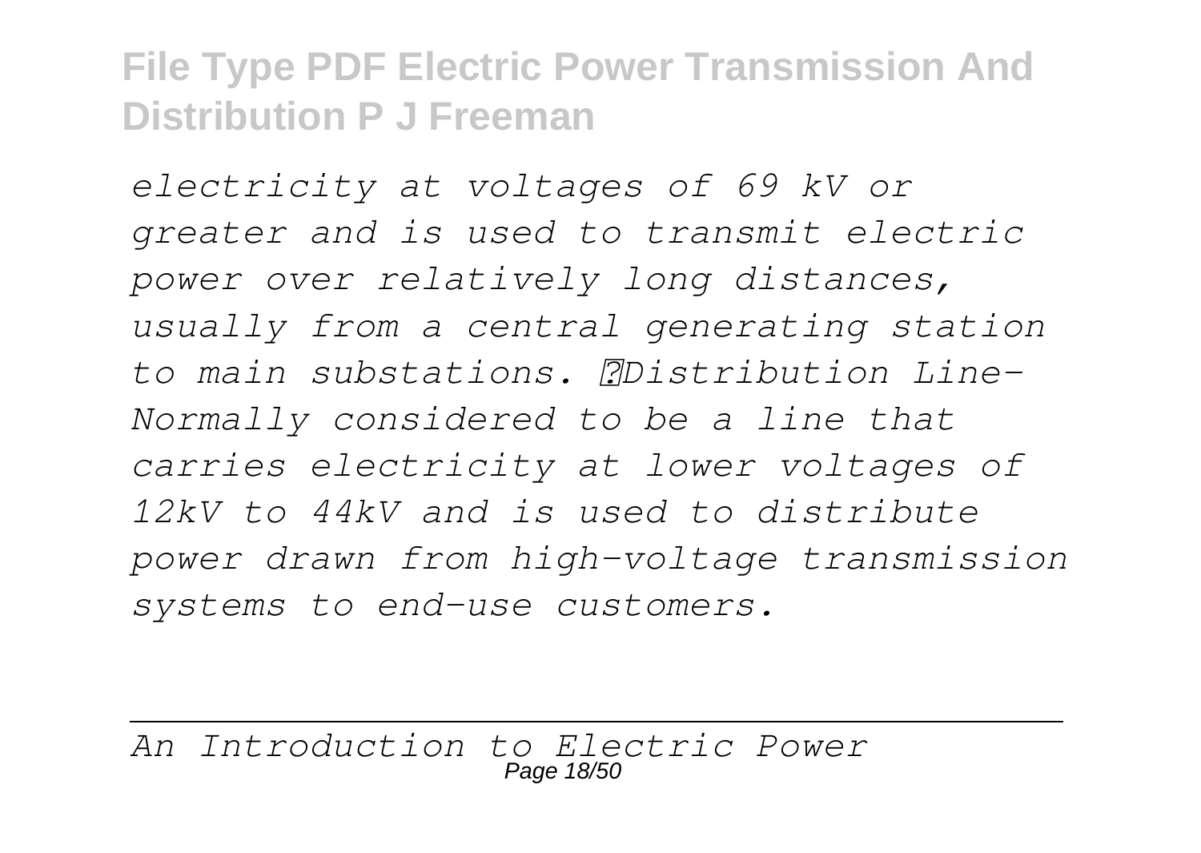*electricity at voltages of 69 kV or greater and is used to transmit electric power over relatively long distances, usually from a central generating station to main substations. Distribution Line- Normally considered to be a line that carries electricity at lower voltages of 12kV to 44kV and is used to distribute power drawn from high-voltage transmission systems to end-use customers.*

---

*An Introduction to Electric Power*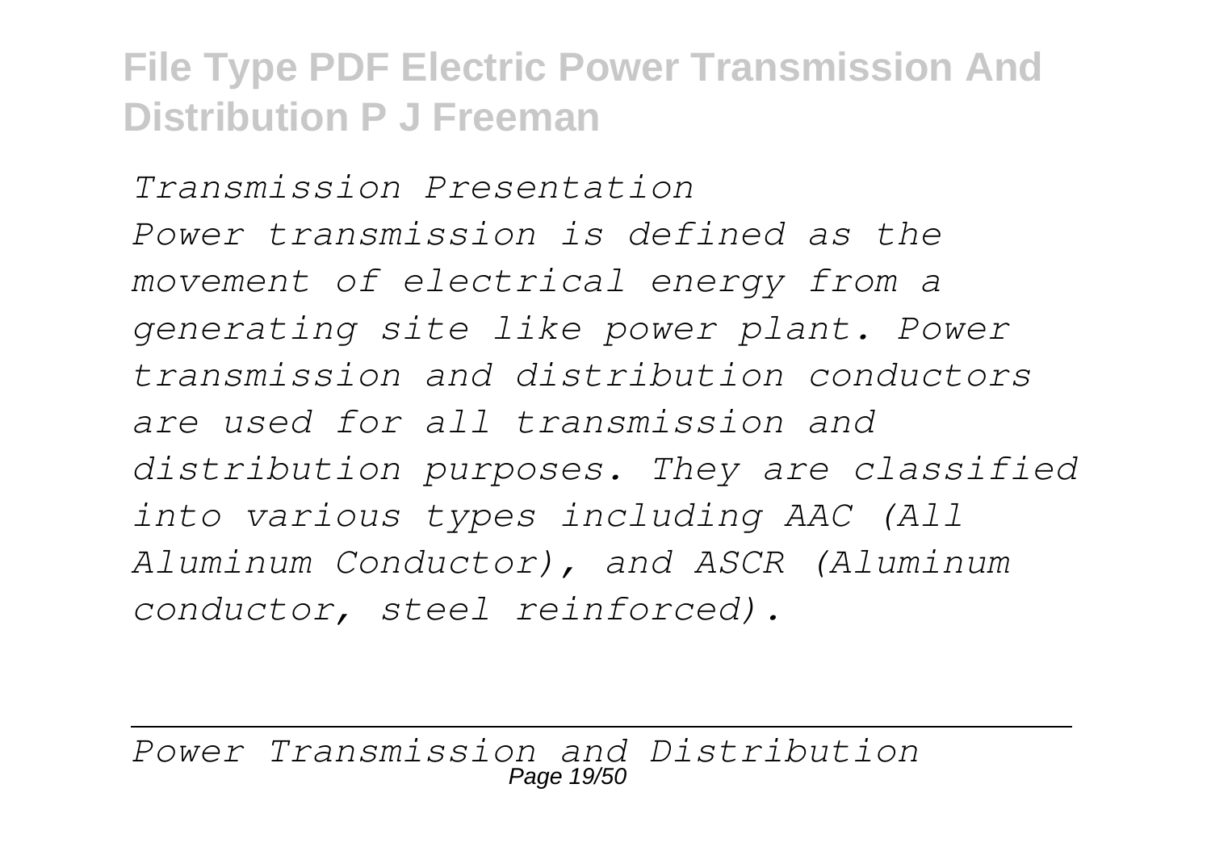*Transmission Presentation*

*Power transmission is defined as the movement of electrical energy from a generating site like power plant. Power transmission and distribution conductors are used for all transmission and distribution purposes. They are classified into various types including AAC (All Aluminum Conductor), and ASCR (Aluminum conductor, steel reinforced).*

---

*Power Transmission and Distribution*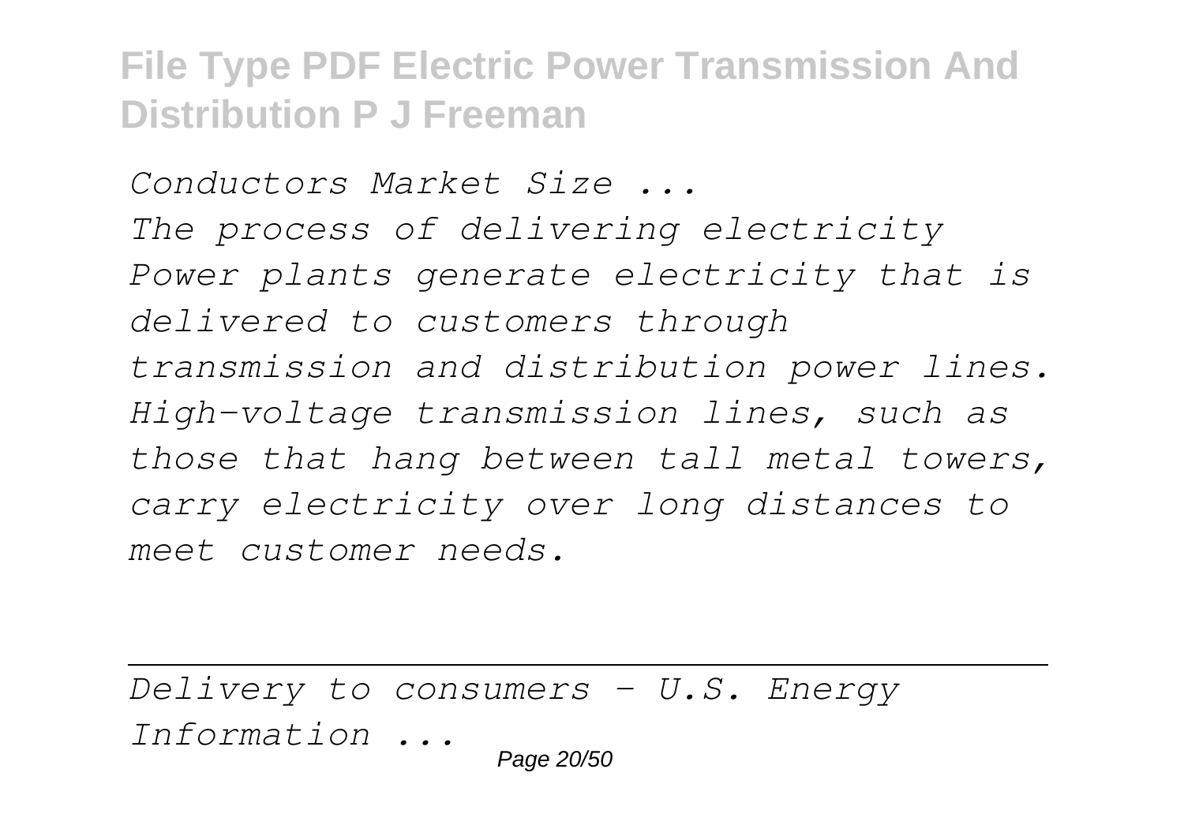*Conductors Market Size ...*

*The process of delivering electricity Power plants generate electricity that is delivered to customers through transmission and distribution power lines. High-voltage transmission lines, such as those that hang between tall metal towers, carry electricity over long distances to meet customer needs.*

---

*Delivery to consumers - U.S. Energy Information ...*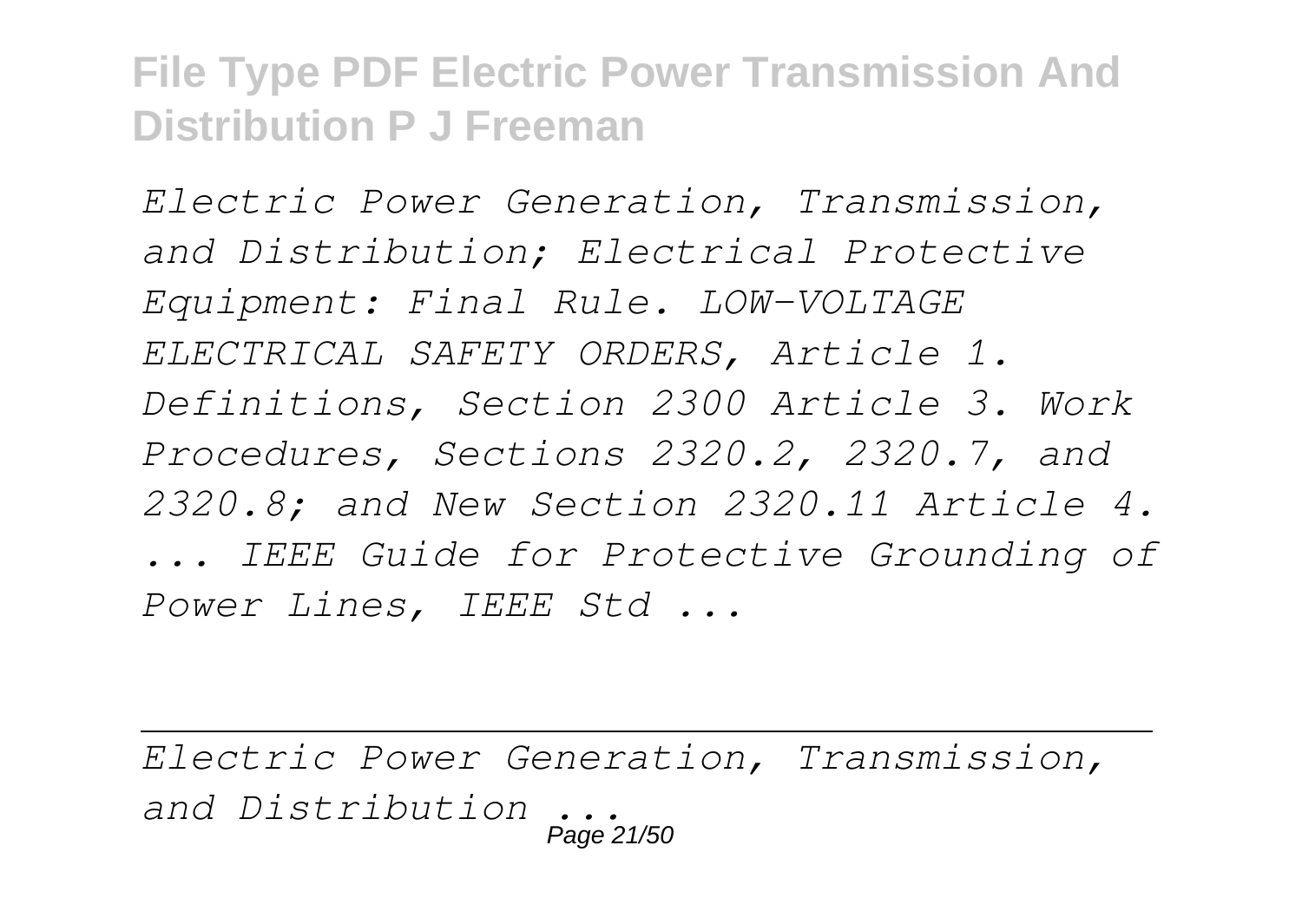*Electric Power Generation, Transmission, and Distribution; Electrical Protective Equipment: Final Rule. LOW-VOLTAGE ELECTRICAL SAFETY ORDERS, Article 1. Definitions, Section 2300 Article 3. Work Procedures, Sections 2320.2, 2320.7, and 2320.8; and New Section 2320.11 Article 4. ... IEEE Guide for Protective Grounding of Power Lines, IEEE Std ...*

---

*Electric Power Generation, Transmission, and Distribution ...*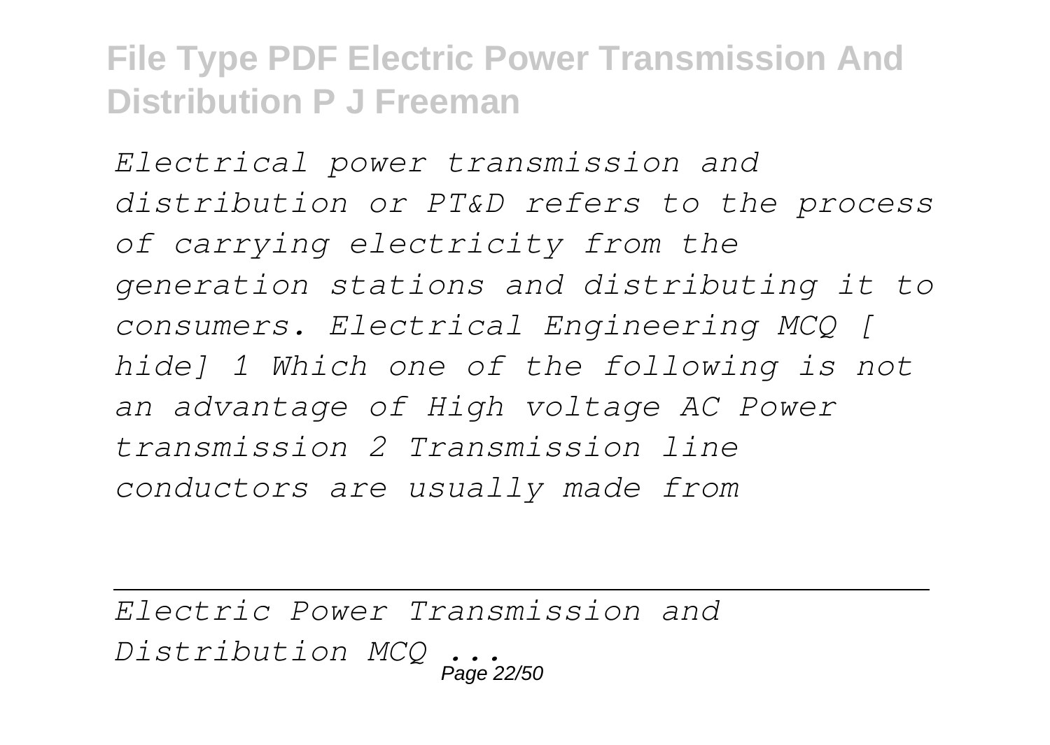*Electrical power transmission and distribution or PT&D refers to the process of carrying electricity from the generation stations and distributing it to consumers. Electrical Engineering MCQ [ hide] 1 Which one of the following is not an advantage of High voltage AC Power transmission 2 Transmission line conductors are usually made from*

---

*Electric Power Transmission and Distribution MCQ ...*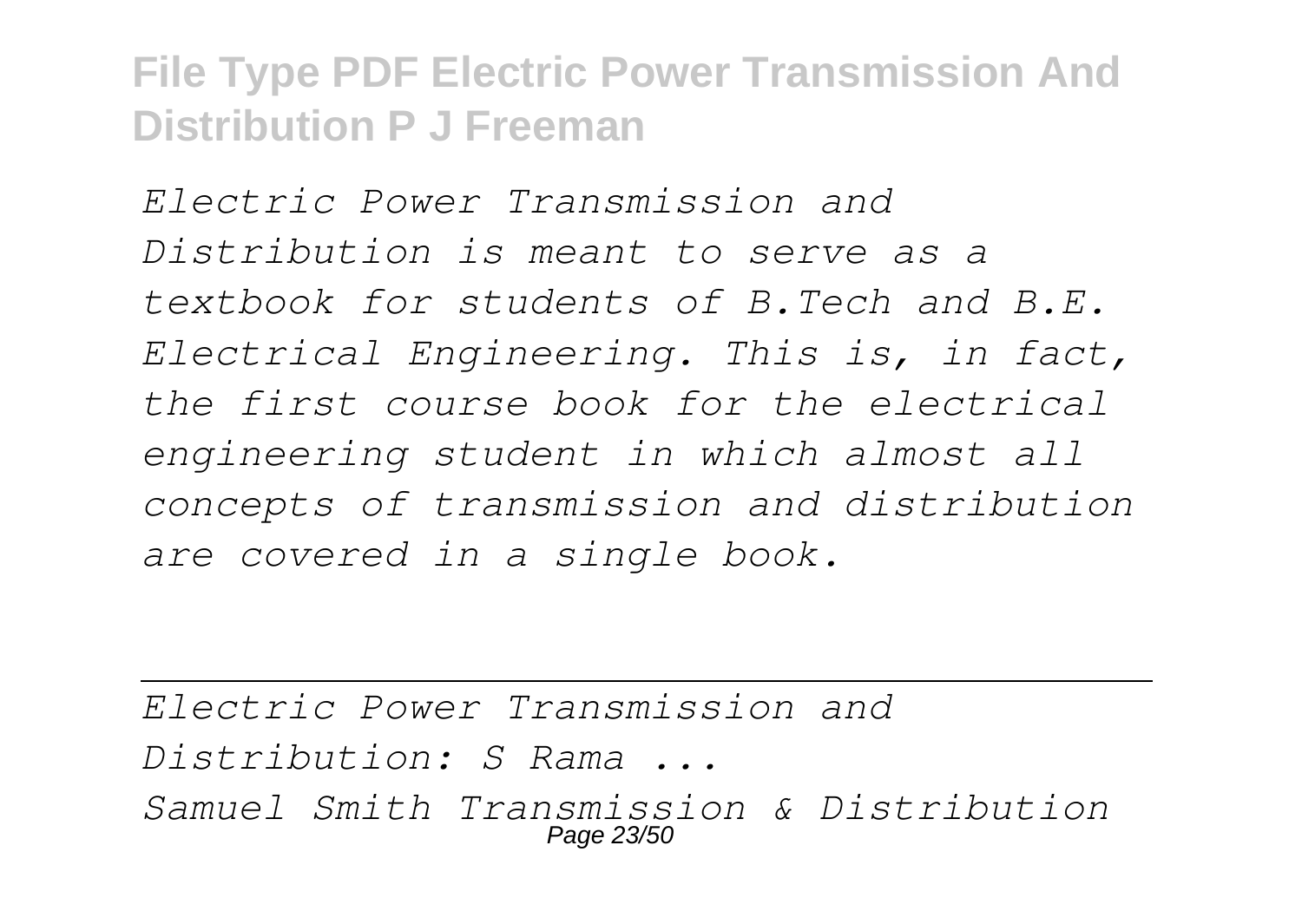*Electric Power Transmission and Distribution is meant to serve as a textbook for students of B.Tech and B.E. Electrical Engineering. This is, in fact, the first course book for the electrical engineering student in which almost all concepts of transmission and distribution are covered in a single book.*

---

*Electric Power Transmission and Distribution: S Rama ...*

*Samuel Smith Transmission & Distribution*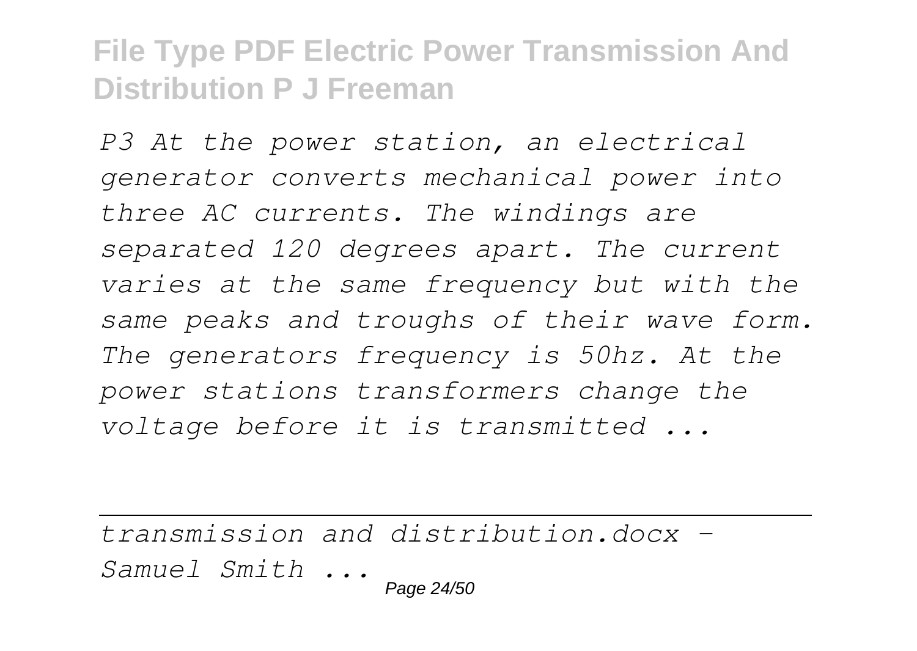*P3 At the power station, an electrical generator converts mechanical power into three AC currents. The windings are separated 120 degrees apart. The current varies at the same frequency but with the same peaks and troughs of their wave form. The generators frequency is 50hz. At the power stations transformers change the voltage before it is transmitted ...*

---

*transmission and distribution.docx - Samuel Smith ...*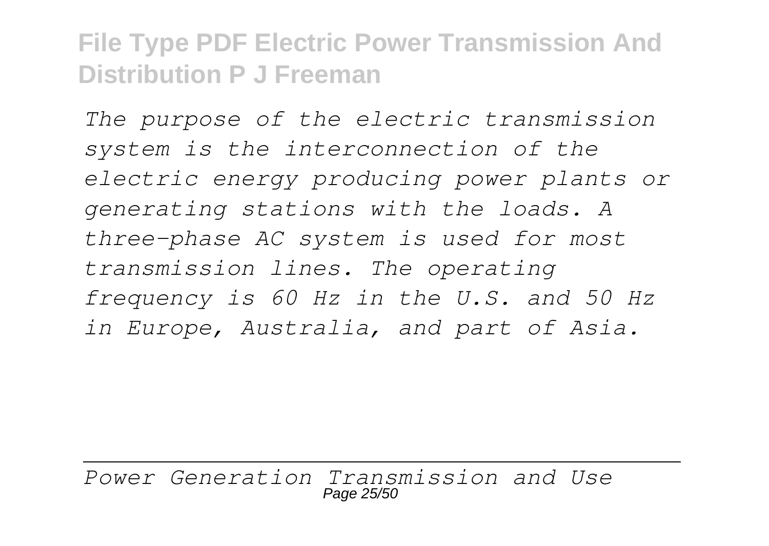*The purpose of the electric transmission system is the interconnection of the electric energy producing power plants or generating stations with the loads. A three-phase AC system is used for most transmission lines. The operating frequency is 60 Hz in the U.S. and 50 Hz in Europe, Australia, and part of Asia.*

---

*Power Generation Transmission and Use*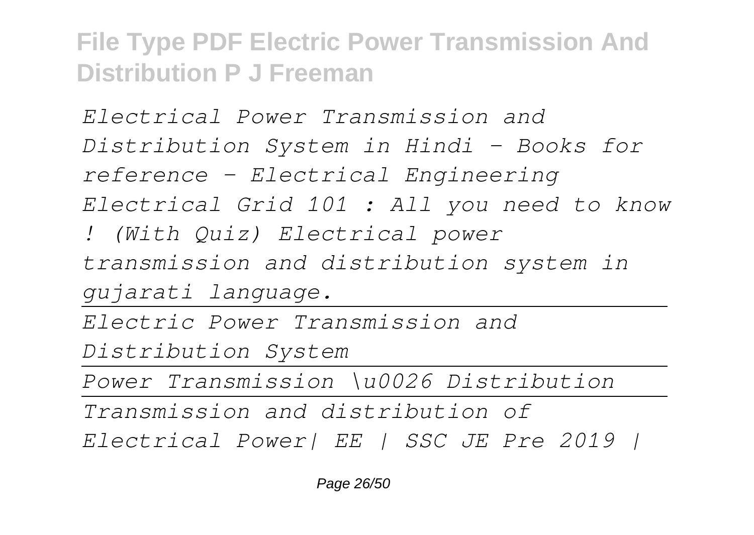*Electrical Power Transmission and Distribution System in Hindi - Books for reference - Electrical Engineering Electrical Grid 101 : All you need to know ! (With Quiz) Electrical power transmission and distribution system in gujarati language.*

---

*Electric Power Transmission and Distribution System*

---

*Power Transmission \u0026 Distribution*

---

*Transmission and distribution of Electrical Power| EE | SSC JE Pre 2019 |*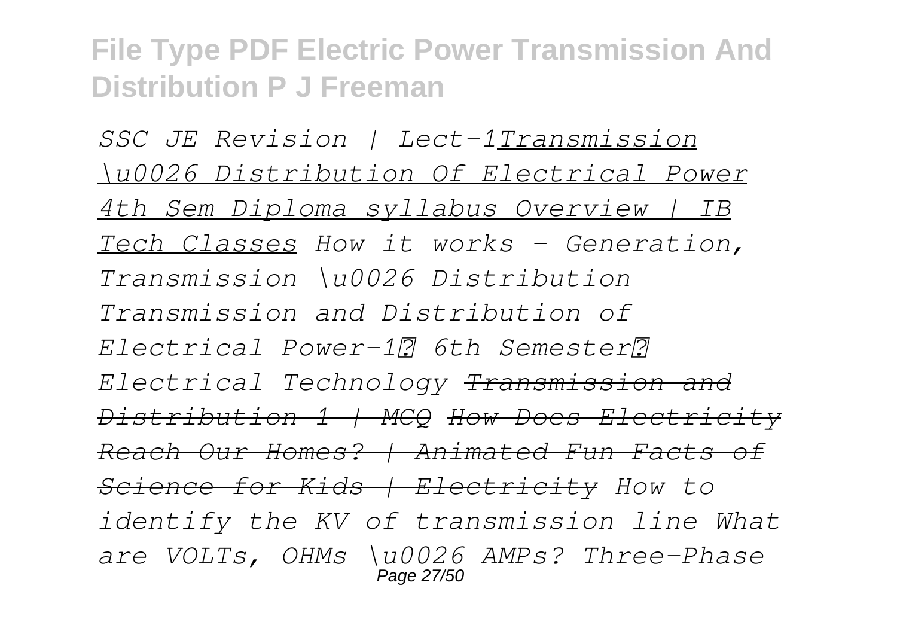*SSC JE Revision | Lect-1*[*Transmission \u0026 Distribution Of Electrical Power 4th Sem Diploma syllabus Overview | IB Tech Classes*] *How it works - Generation, Transmission \u0026 Distribution* *Transmission and Distribution of Electrical Power-1। 6th Semester। Electrical Technology* ~~*Transmission and Distribution 1 | MCQ*~~ ~~*How Does Electricity Reach Our Homes? | Animated Fun Facts of Science for Kids | Electricity*~~ *How to identify the KV of transmission line* *What are VOLTs, OHMs \u0026 AMPs?* *Three-Phase*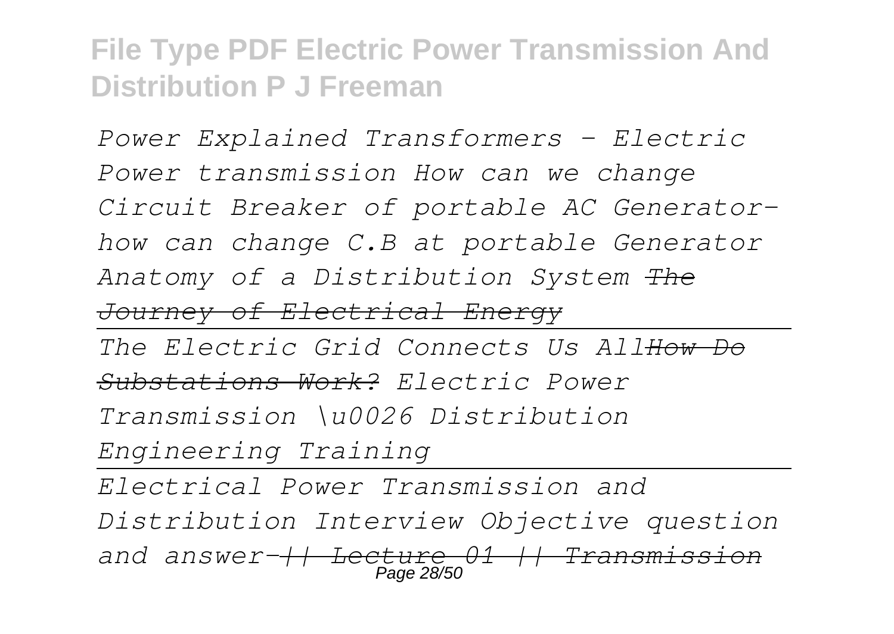*Power Explained Transformers - Electric Power transmission How can we change Circuit Breaker of portable AC Generator-how can change C.B at portable Generator Anatomy of a Distribution System ~~The Journey of Electrical Energy~~*

---

*The Electric Grid Connects Us All~~How Do Substations Work?~~ Electric Power Transmission \u0026 Distribution Engineering Training*

---

*Electrical Power Transmission and Distribution Interview Objective question and answer-~~|| Lecture 01 || Transmission~~*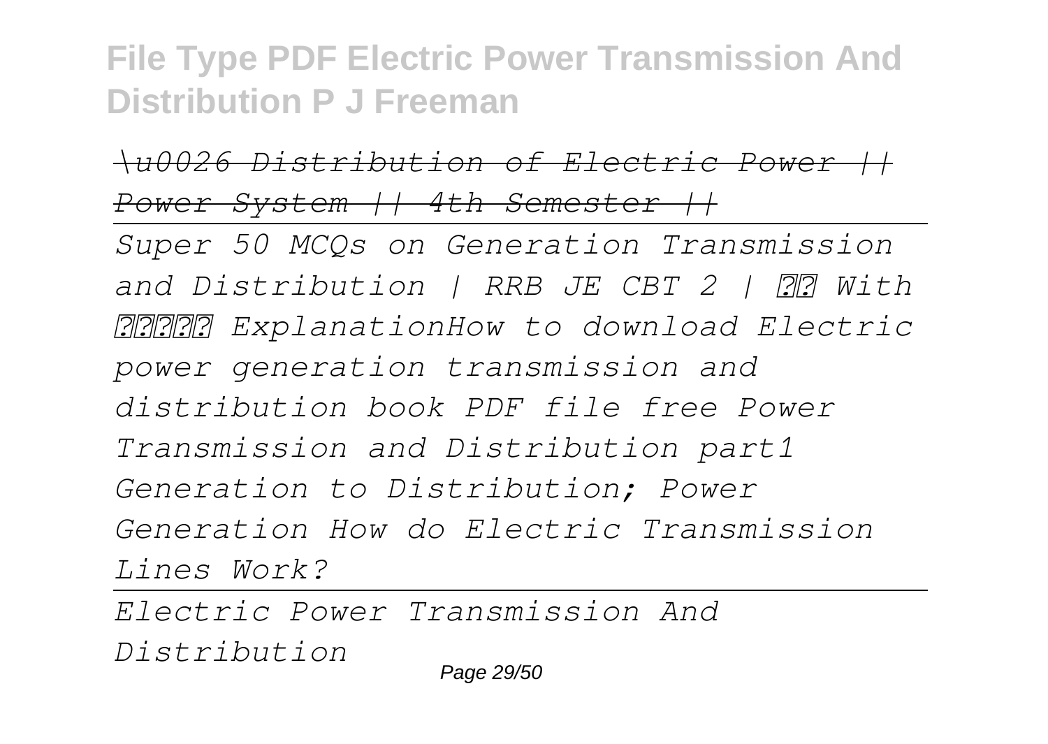*\u0026 Distribution of Electric Power || Power System || 4th Semester ||*

---

*Super 50 MCQs on Generation Transmission and Distribution | RRB JE CBT 2 | ?? With ????? ExplanationHow to download Electric power generation transmission and distribution book PDF file free Power Transmission and Distribution part1 Generation to Distribution; Power Generation How do Electric Transmission Lines Work?*

---

*Electric Power Transmission And Distribution*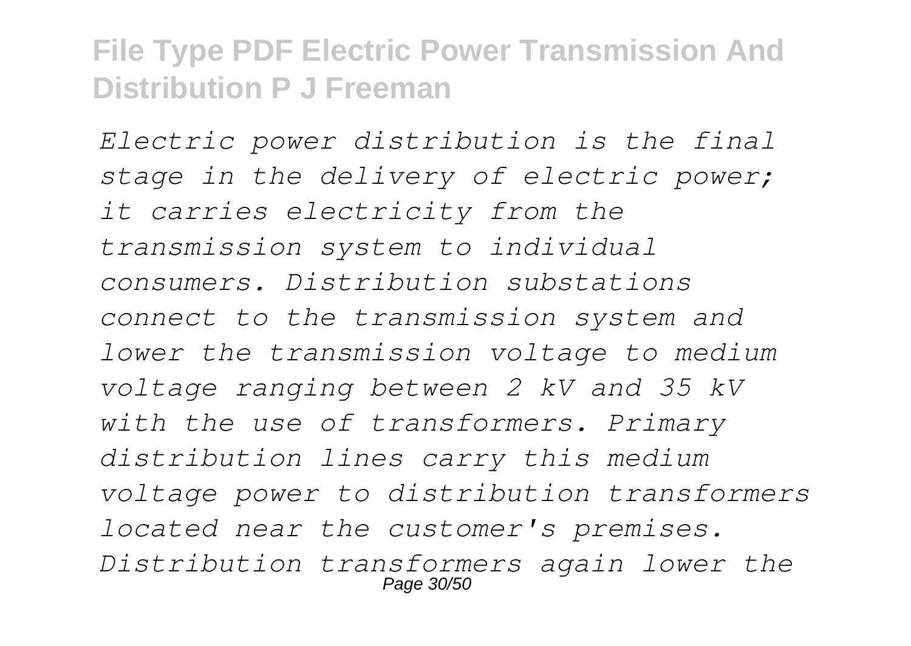*Electric power distribution is the final stage in the delivery of electric power; it carries electricity from the transmission system to individual consumers. Distribution substations connect to the transmission system and lower the transmission voltage to medium voltage ranging between 2 kV and 35 kV with the use of transformers. Primary distribution lines carry this medium voltage power to distribution transformers located near the customer's premises. Distribution transformers again lower the*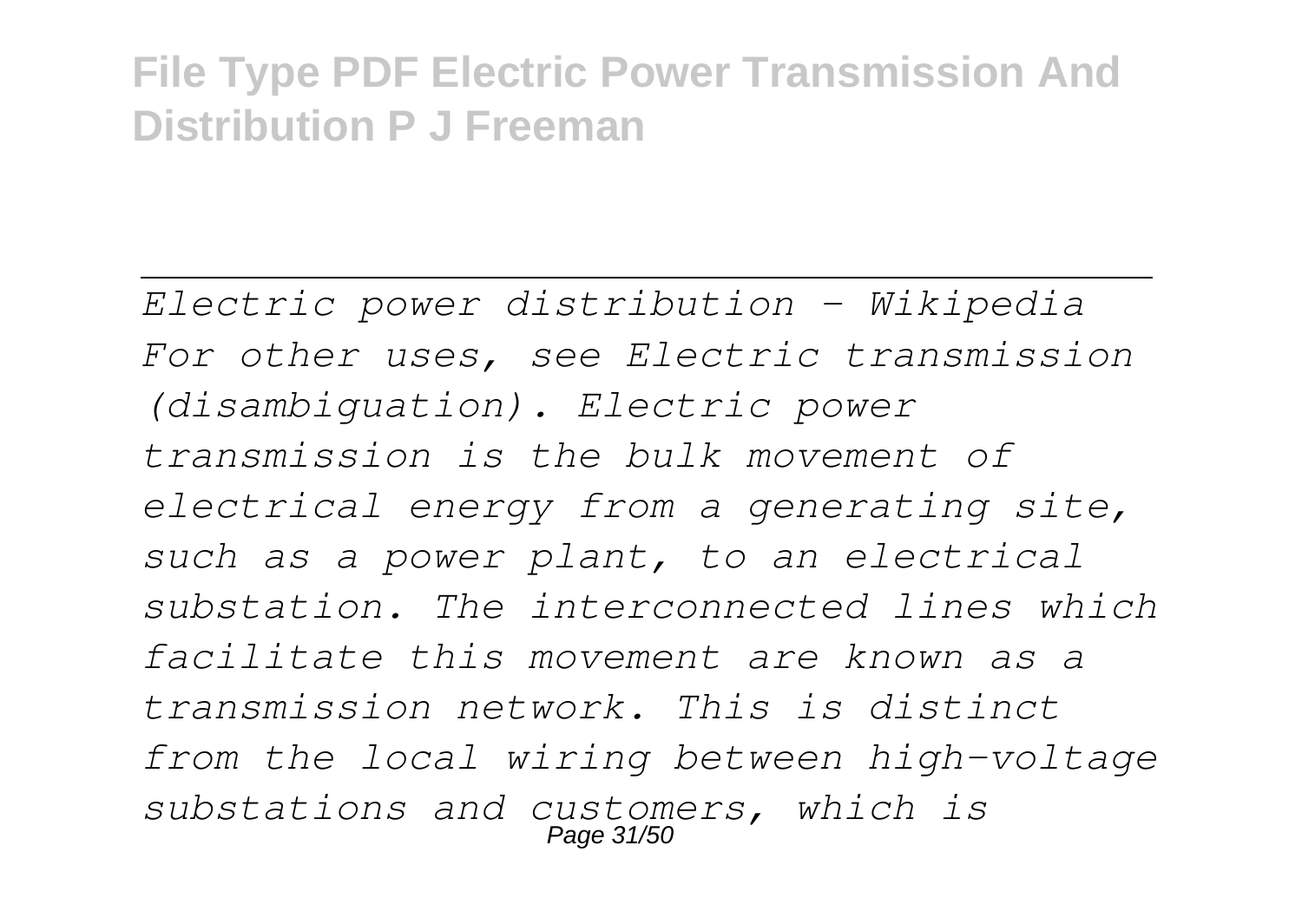*Electric power distribution - Wikipedia*

*For other uses, see Electric transmission (disambiguation). Electric power transmission is the bulk movement of electrical energy from a generating site, such as a power plant, to an electrical substation. The interconnected lines which facilitate this movement are known as a transmission network. This is distinct from the local wiring between high-voltage substations and customers, which is*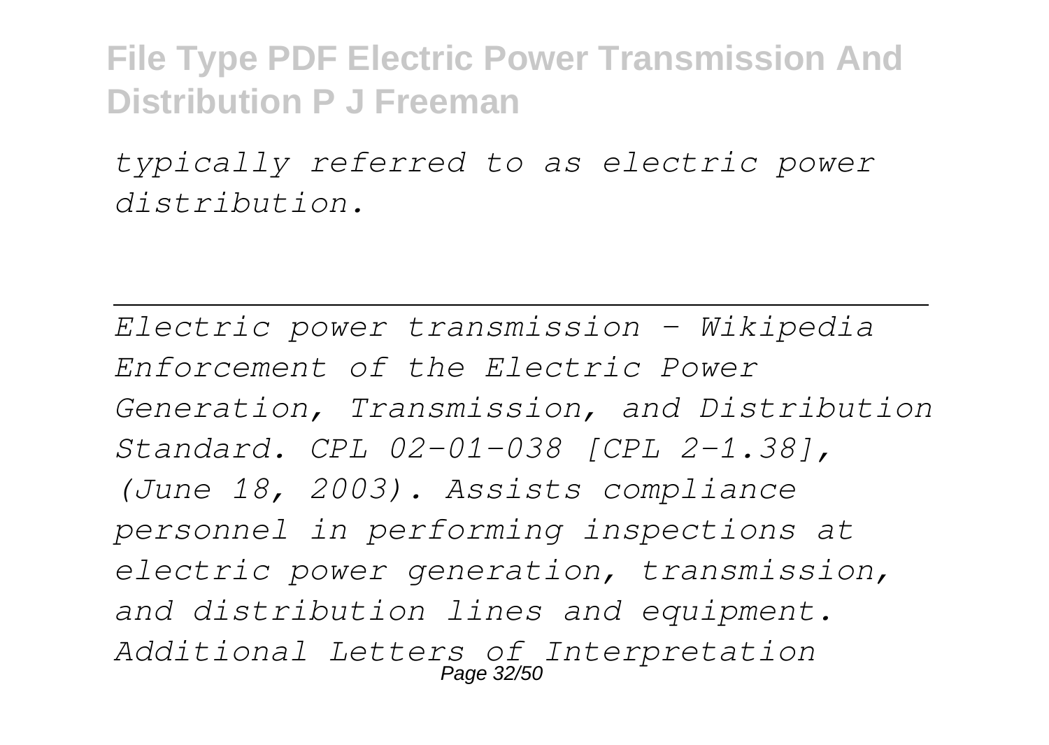*typically referred to as electric power distribution.*

---

*Electric power transmission - Wikipedia*
*Enforcement of the Electric Power Generation, Transmission, and Distribution Standard. CPL 02-01-038 [CPL 2-1.38], (June 18, 2003). Assists compliance personnel in performing inspections at electric power generation, transmission, and distribution lines and equipment. Additional Letters of Interpretation*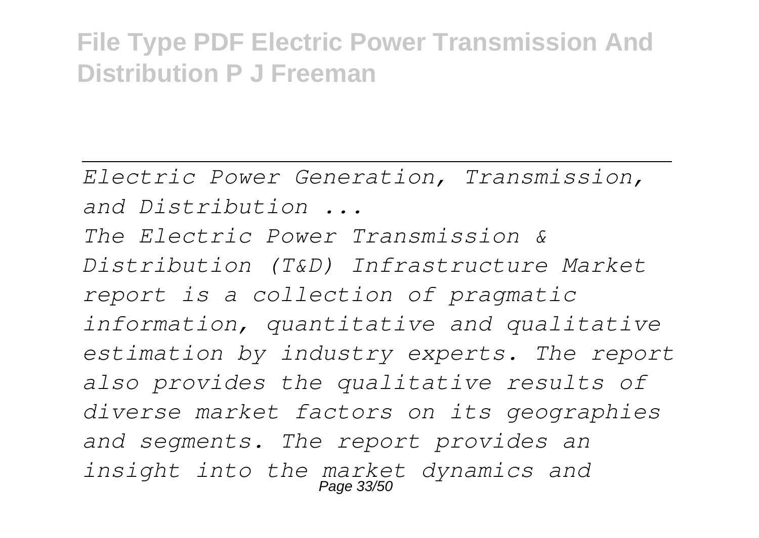*Electric Power Generation, Transmission, and Distribution ...*

*The Electric Power Transmission & Distribution (T&D) Infrastructure Market report is a collection of pragmatic information, quantitative and qualitative estimation by industry experts. The report also provides the qualitative results of diverse market factors on its geographies and segments. The report provides an insight into the market dynamics and*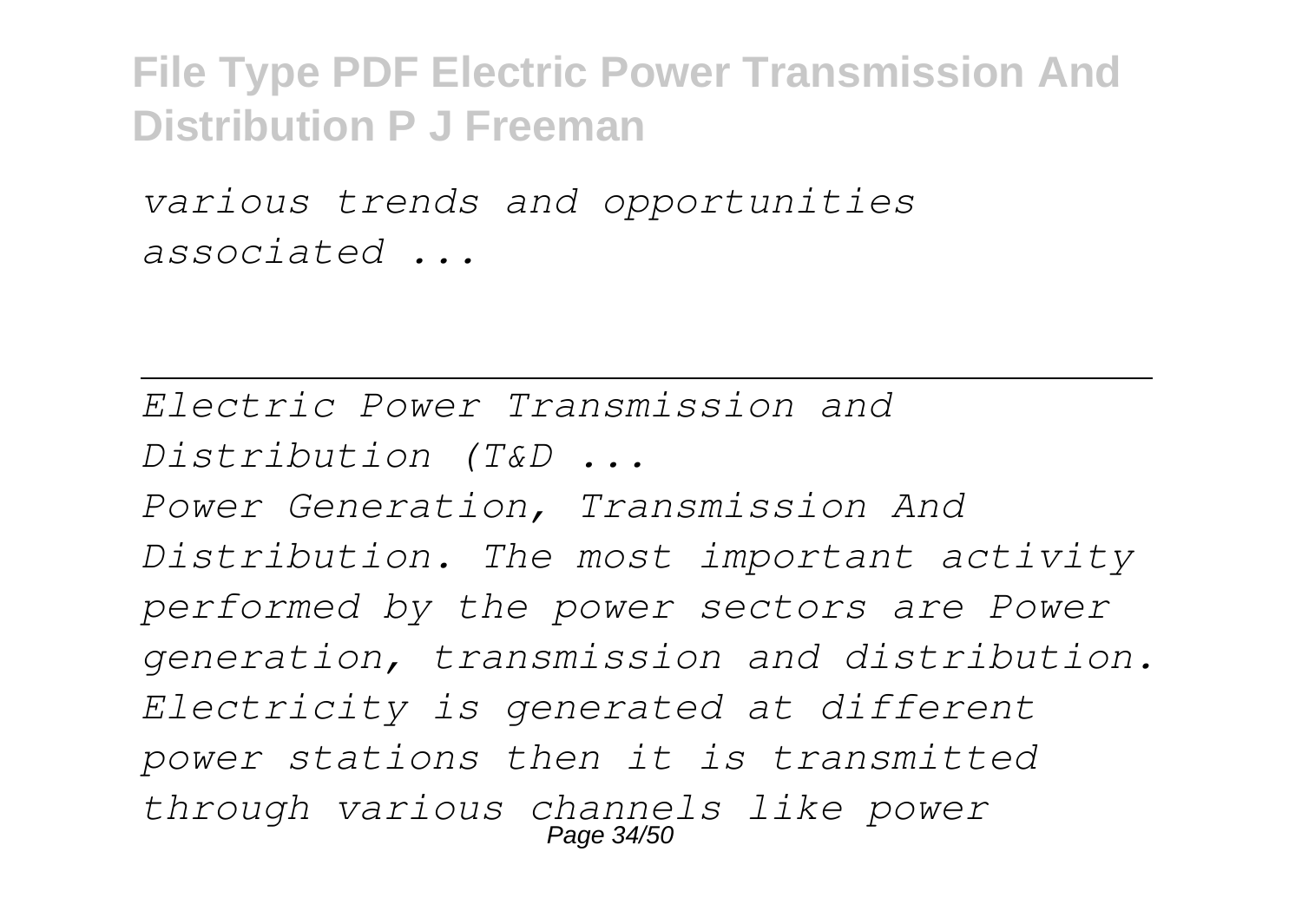*various trends and opportunities associated ...*

---

*Electric Power Transmission and Distribution (T&D ...*

*Power Generation, Transmission And Distribution. The most important activity performed by the power sectors are Power generation, transmission and distribution. Electricity is generated at different power stations then it is transmitted through various channels like power*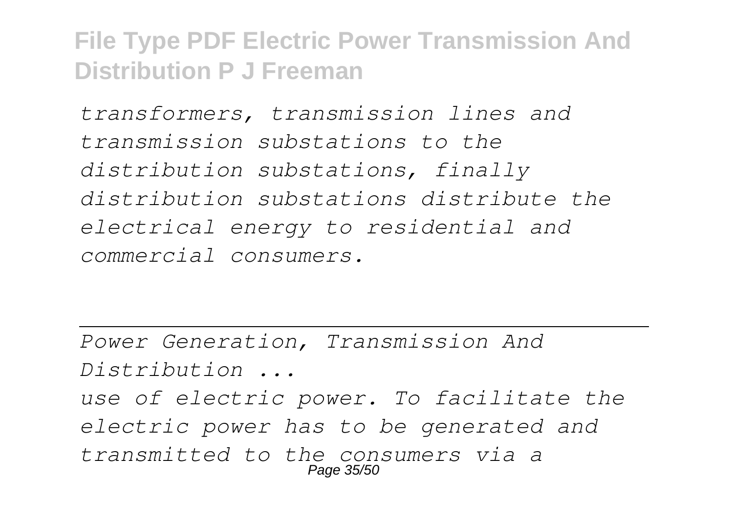*transformers, transmission lines and transmission substations to the distribution substations, finally distribution substations distribute the electrical energy to residential and commercial consumers.*

---

*Power Generation, Transmission And Distribution ...*

*use of electric power. To facilitate the electric power has to be generated and transmitted to the consumers via a*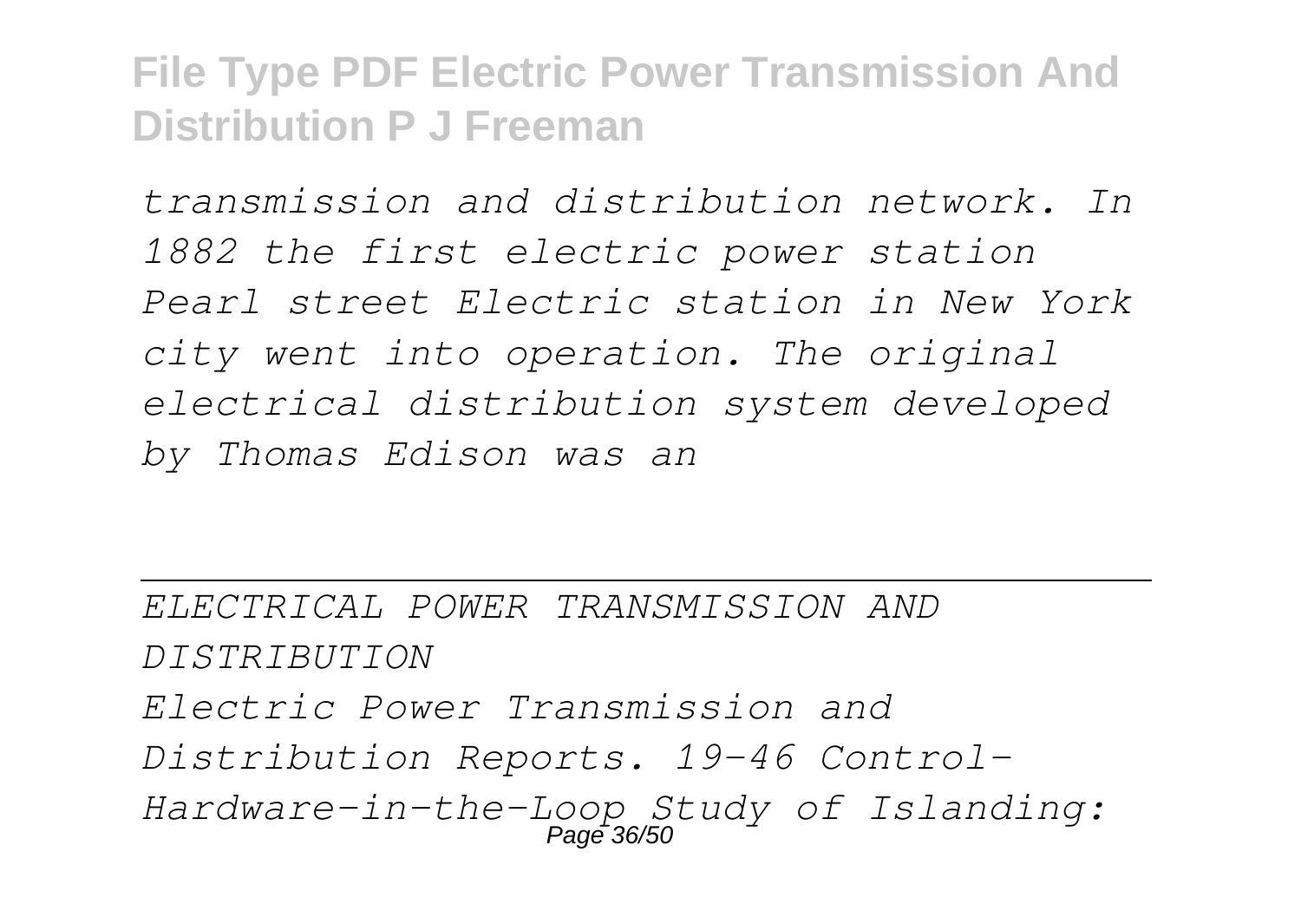*transmission and distribution network. In 1882 the first electric power station Pearl street Electric station in New York city went into operation. The original electrical distribution system developed by Thomas Edison was an*

---

*ELECTRICAL POWER TRANSMISSION AND DISTRIBUTION*

*Electric Power Transmission and Distribution Reports. 19-46 Control-Hardware-in-the-Loop Study of Islanding:*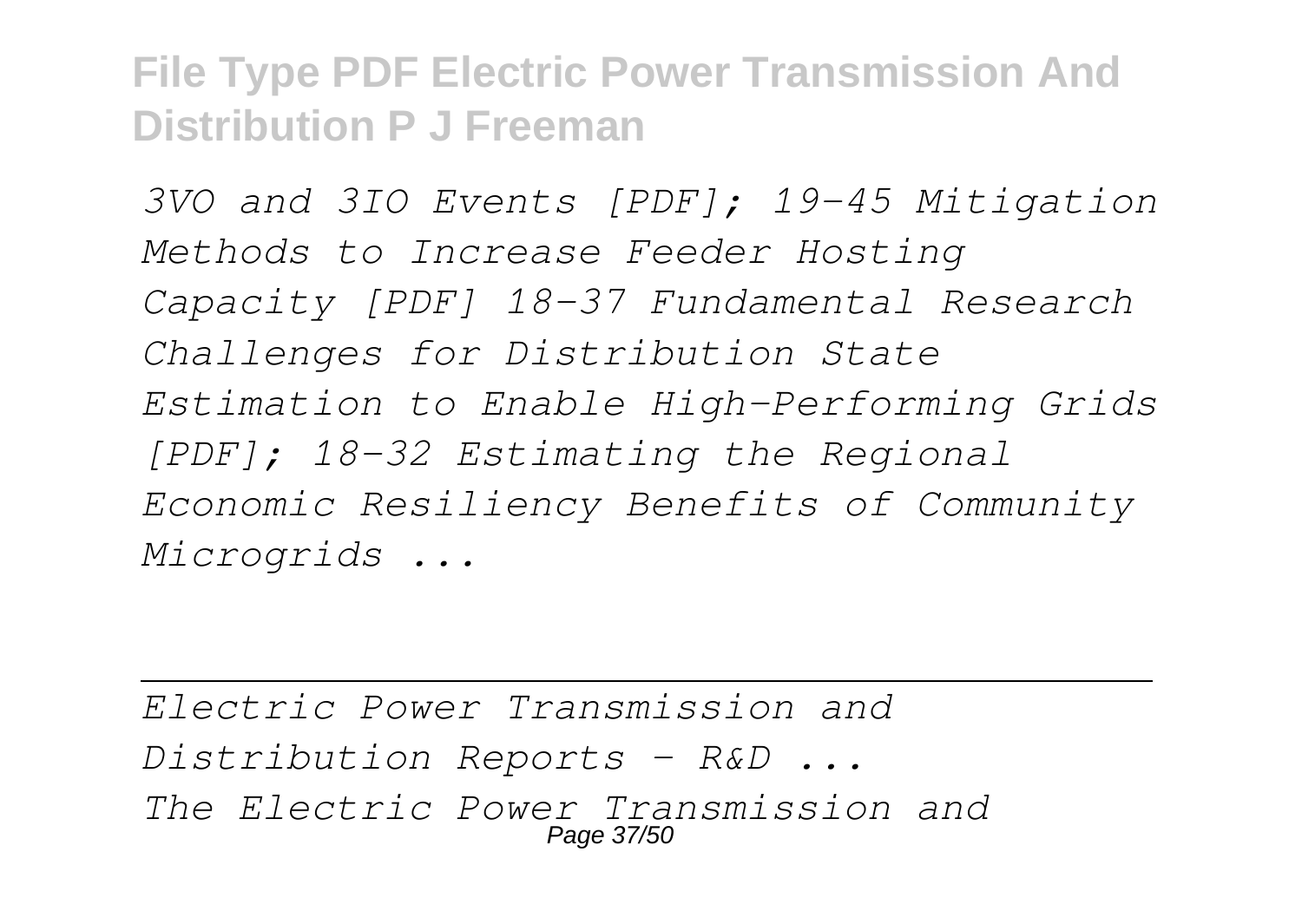*3VO and 3IO Events [PDF]; 19-45 Mitigation Methods to Increase Feeder Hosting Capacity [PDF] 18-37 Fundamental Research Challenges for Distribution State Estimation to Enable High-Performing Grids [PDF]; 18-32 Estimating the Regional Economic Resiliency Benefits of Community Microgrids ...*

---

*Electric Power Transmission and Distribution Reports - R&D ...*

*The Electric Power Transmission and*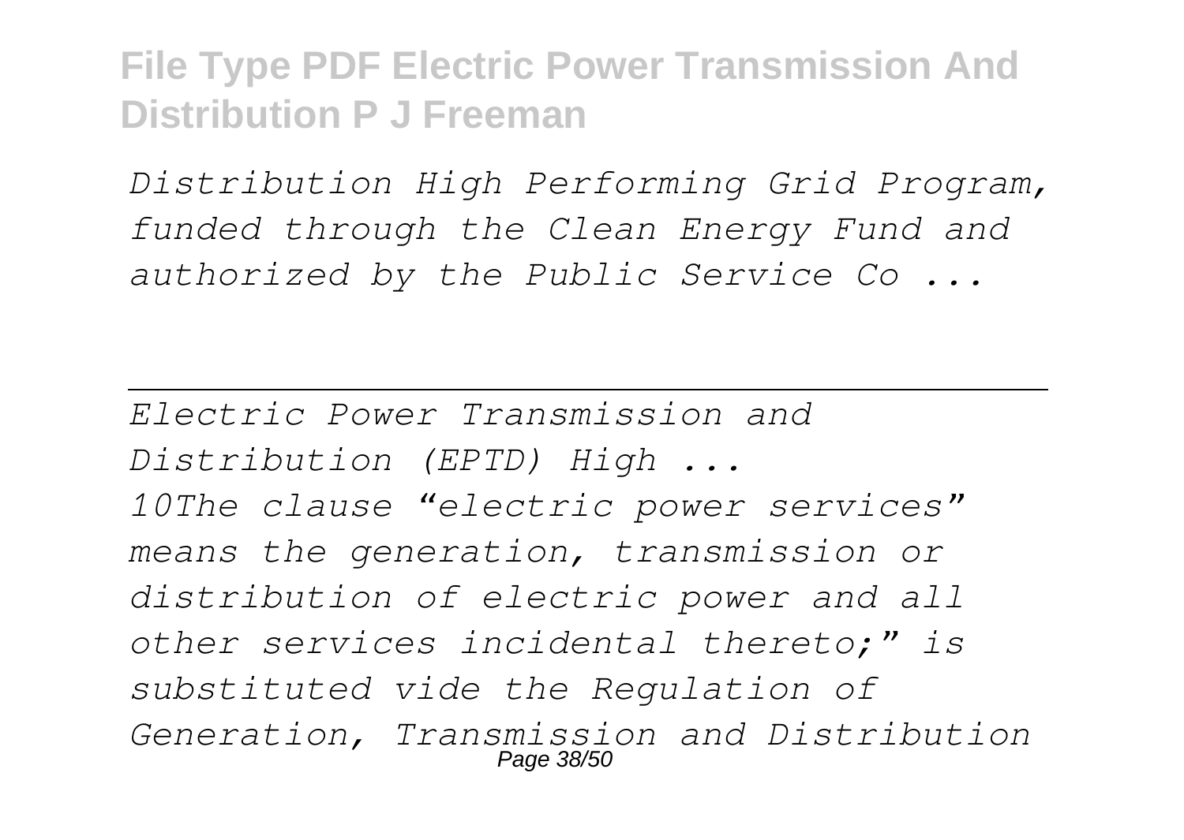*Distribution High Performing Grid Program, funded through the Clean Energy Fund and authorized by the Public Service Co ...*

---

*Electric Power Transmission and Distribution (EPTD) High ...*

*10The clause "electric power services" means the generation, transmission or distribution of electric power and all other services incidental thereto;" is substituted vide the Regulation of Generation, Transmission and Distribution*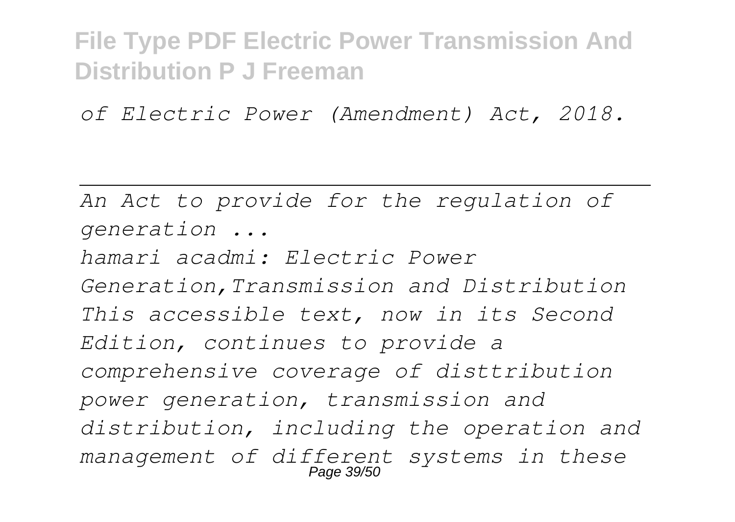*of Electric Power (Amendment) Act, 2018.*

---

*An Act to provide for the regulation of generation ...*

*hamari acadmi: Electric Power Generation,Transmission and Distribution*
*This accessible text, now in its Second Edition, continues to provide a comprehensive coverage of disttribution power generation, transmission and distribution, including the operation and management of different systems in these*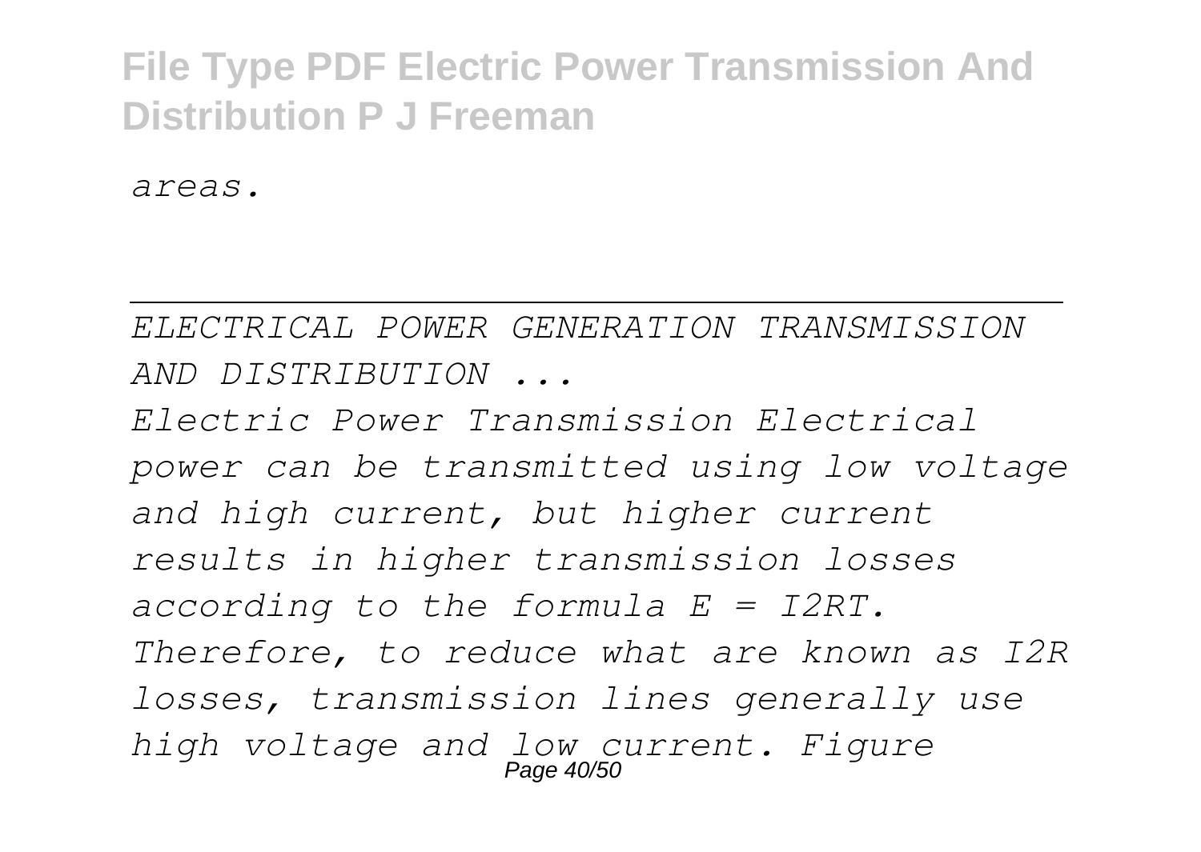*areas.*

---

*ELECTRICAL POWER GENERATION TRANSMISSION AND DISTRIBUTION ...*

*Electric Power Transmission Electrical power can be transmitted using low voltage and high current, but higher current results in higher transmission losses according to the formula E = I2RT. Therefore, to reduce what are known as I2R losses, transmission lines generally use high voltage and low current. Figure*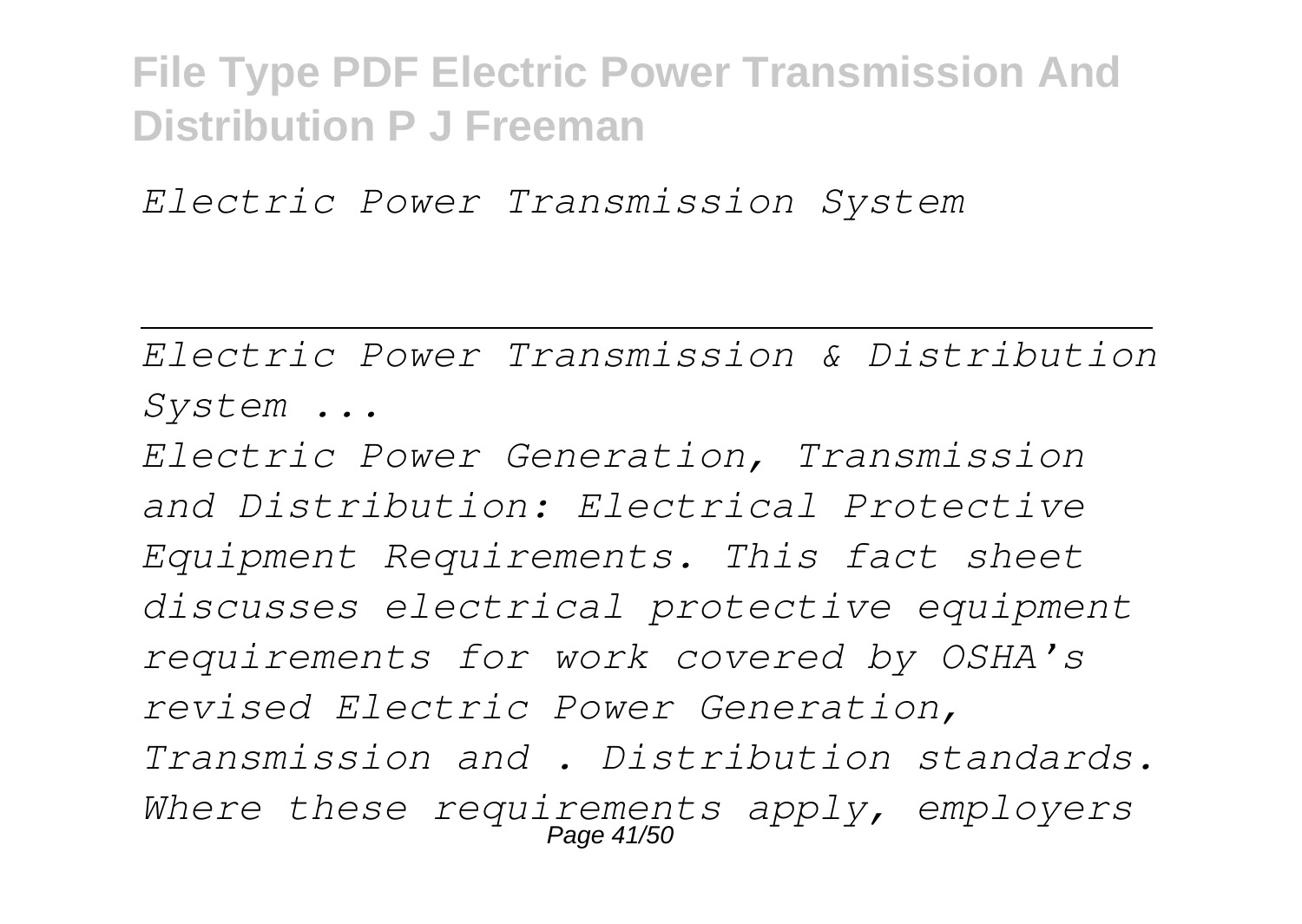*Electric Power Transmission System*

---

*Electric Power Transmission & Distribution System ...*

*Electric Power Generation, Transmission and Distribution: Electrical Protective Equipment Requirements. This fact sheet discusses electrical protective equipment requirements for work covered by OSHA's revised Electric Power Generation, Transmission and . Distribution standards. Where these requirements apply, employers*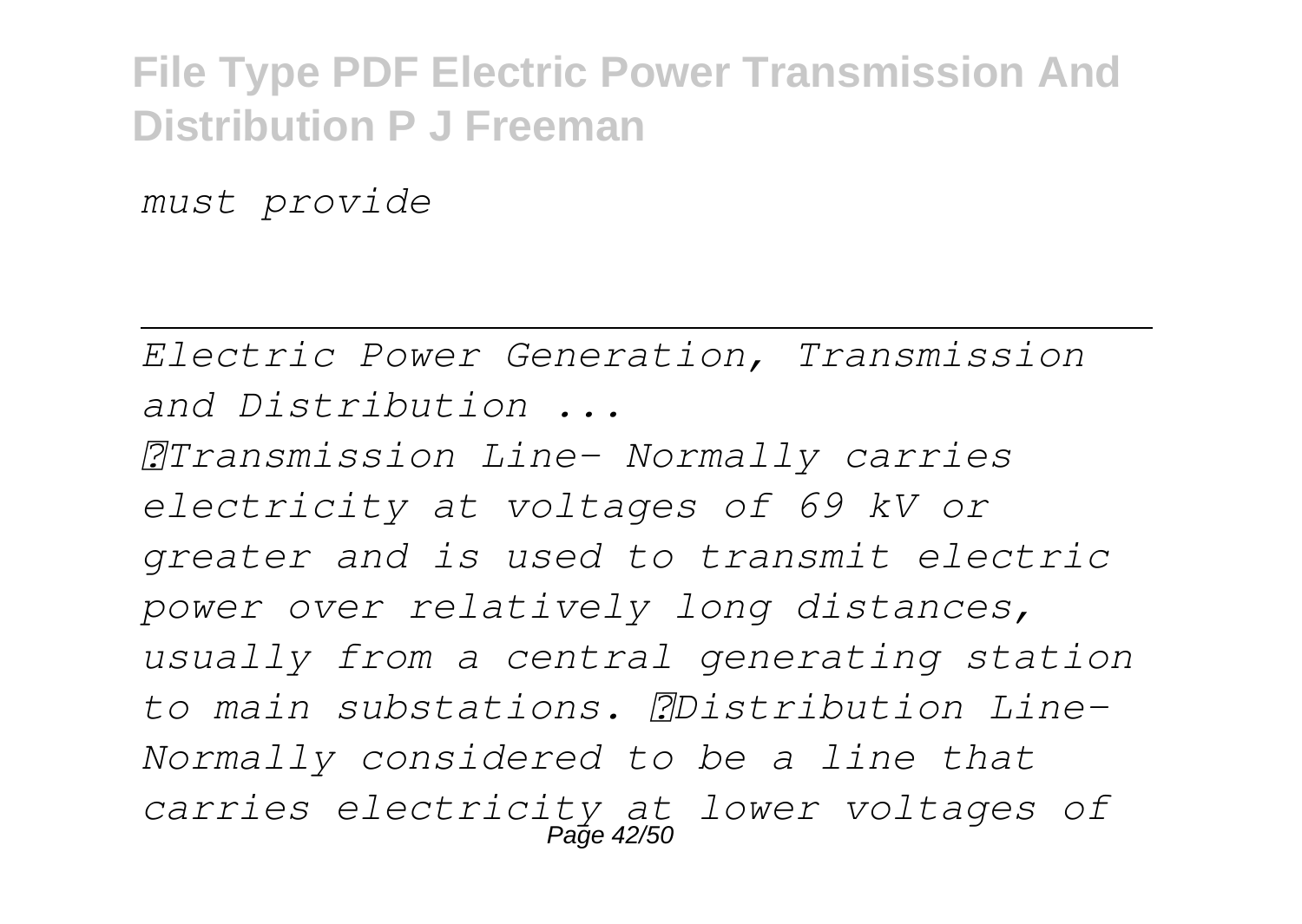*must provide*

---

*Electric Power Generation, Transmission and Distribution ...*

*Transmission Line- Normally carries electricity at voltages of 69 kV or greater and is used to transmit electric power over relatively long distances, usually from a central generating station to main substations. Distribution Line- Normally considered to be a line that carries electricity at lower voltages of*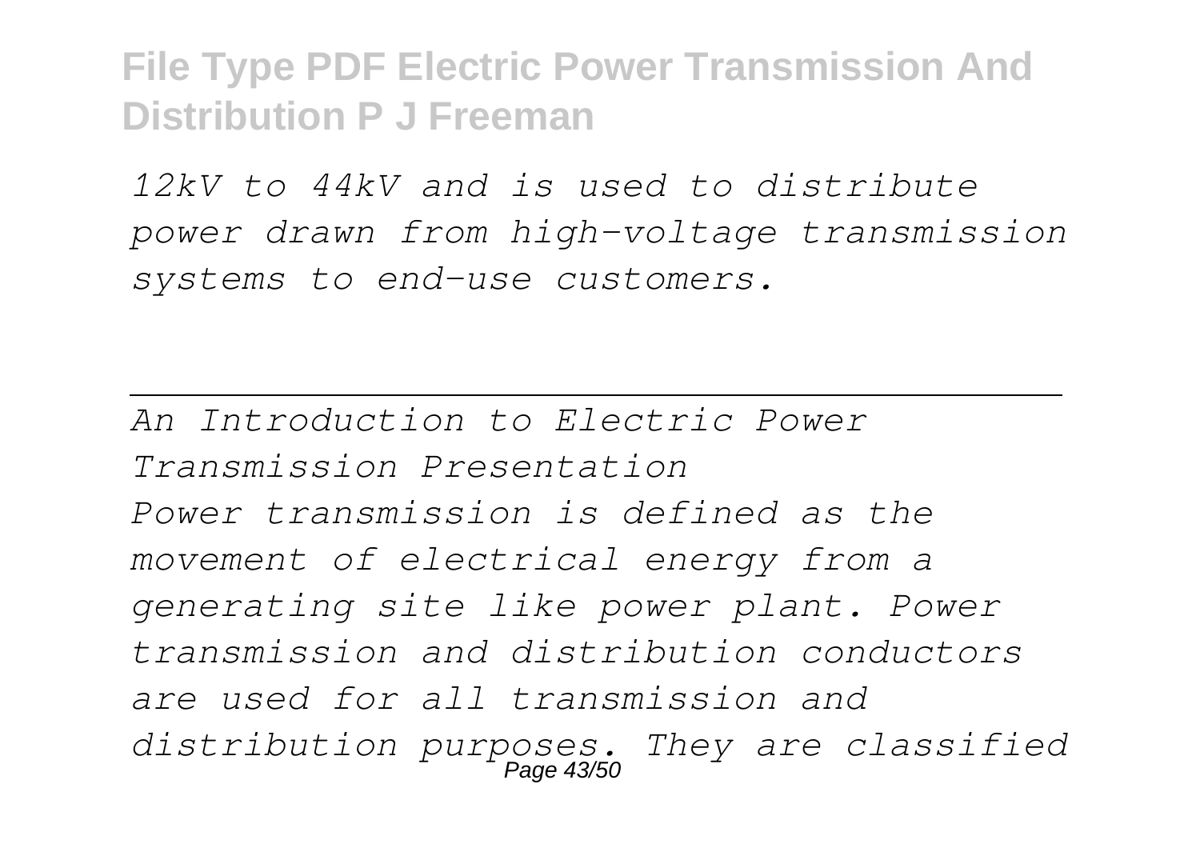*12kV to 44kV and is used to distribute power drawn from high-voltage transmission systems to end-use customers.*

---

*An Introduction to Electric Power Transmission Presentation*

*Power transmission is defined as the movement of electrical energy from a generating site like power plant. Power transmission and distribution conductors are used for all transmission and distribution purposes. They are classified*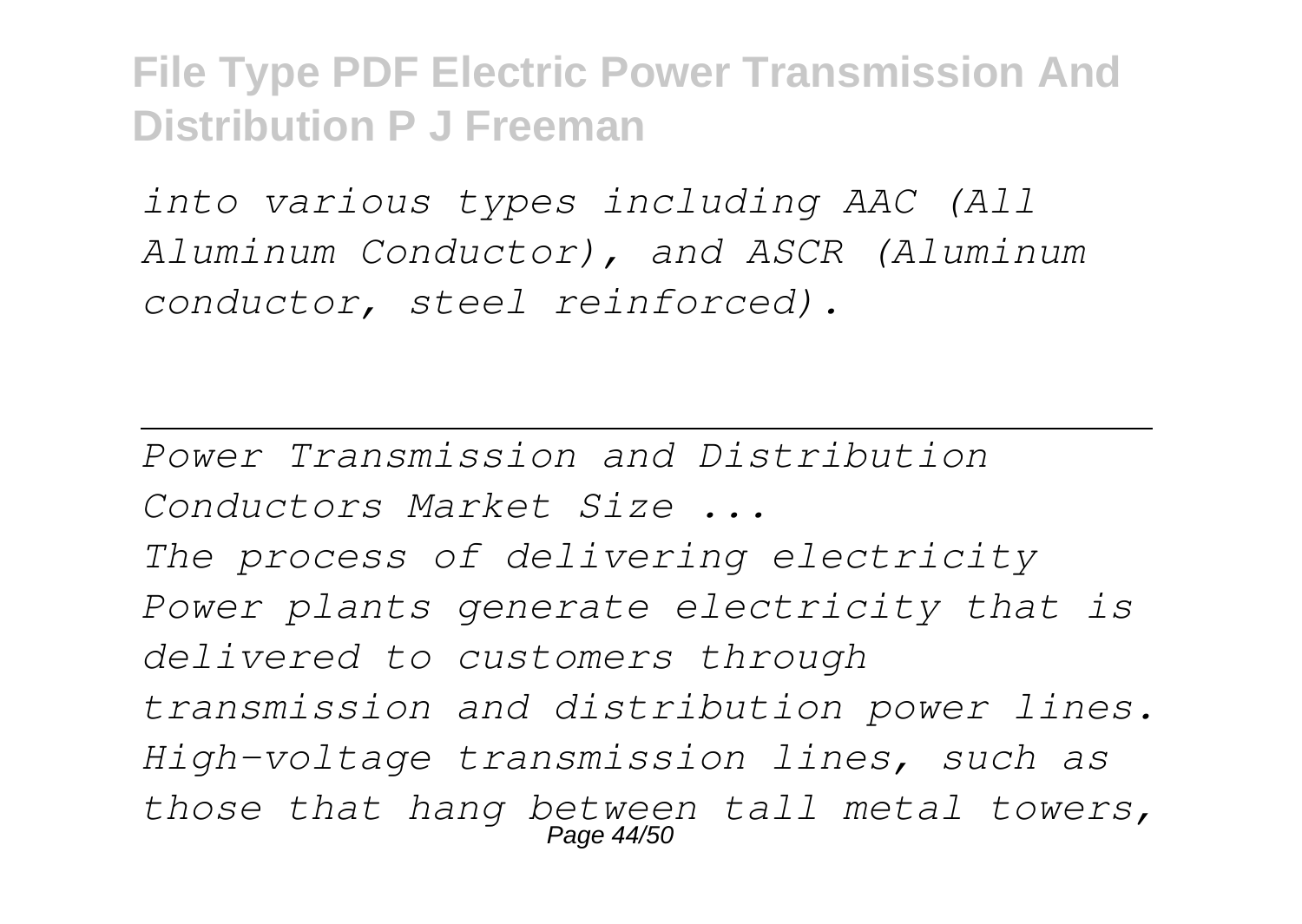*into various types including AAC (All Aluminum Conductor), and ASCR (Aluminum conductor, steel reinforced).*

---

*Power Transmission and Distribution Conductors Market Size ...*

*The process of delivering electricity Power plants generate electricity that is delivered to customers through transmission and distribution power lines. High-voltage transmission lines, such as those that hang between tall metal towers,*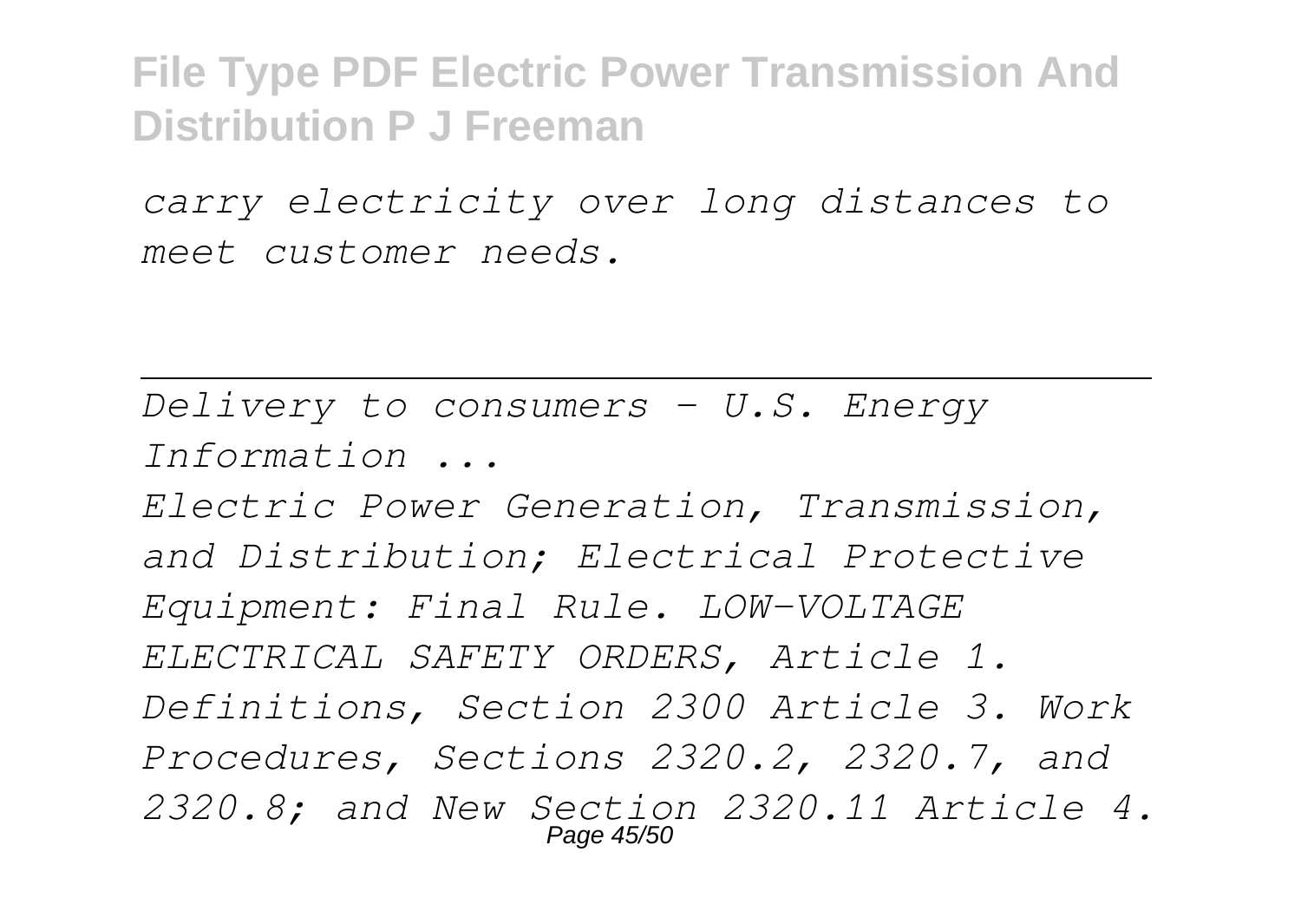*carry electricity over long distances to meet customer needs.*

---

*Delivery to consumers - U.S. Energy Information ...*

*Electric Power Generation, Transmission, and Distribution; Electrical Protective Equipment: Final Rule. LOW-VOLTAGE ELECTRICAL SAFETY ORDERS, Article 1. Definitions, Section 2300 Article 3. Work Procedures, Sections 2320.2, 2320.7, and 2320.8; and New Section 2320.11 Article 4.*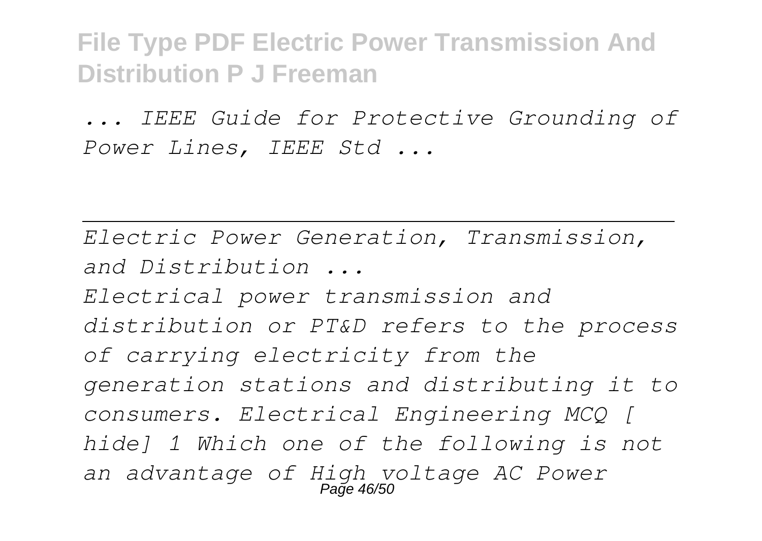*... IEEE Guide for Protective Grounding of Power Lines, IEEE Std ...*

---

*Electric Power Generation, Transmission, and Distribution ...*

*Electrical power transmission and distribution or PT&D refers to the process of carrying electricity from the generation stations and distributing it to consumers. Electrical Engineering MCQ [ hide] 1 Which one of the following is not an advantage of High voltage AC Power*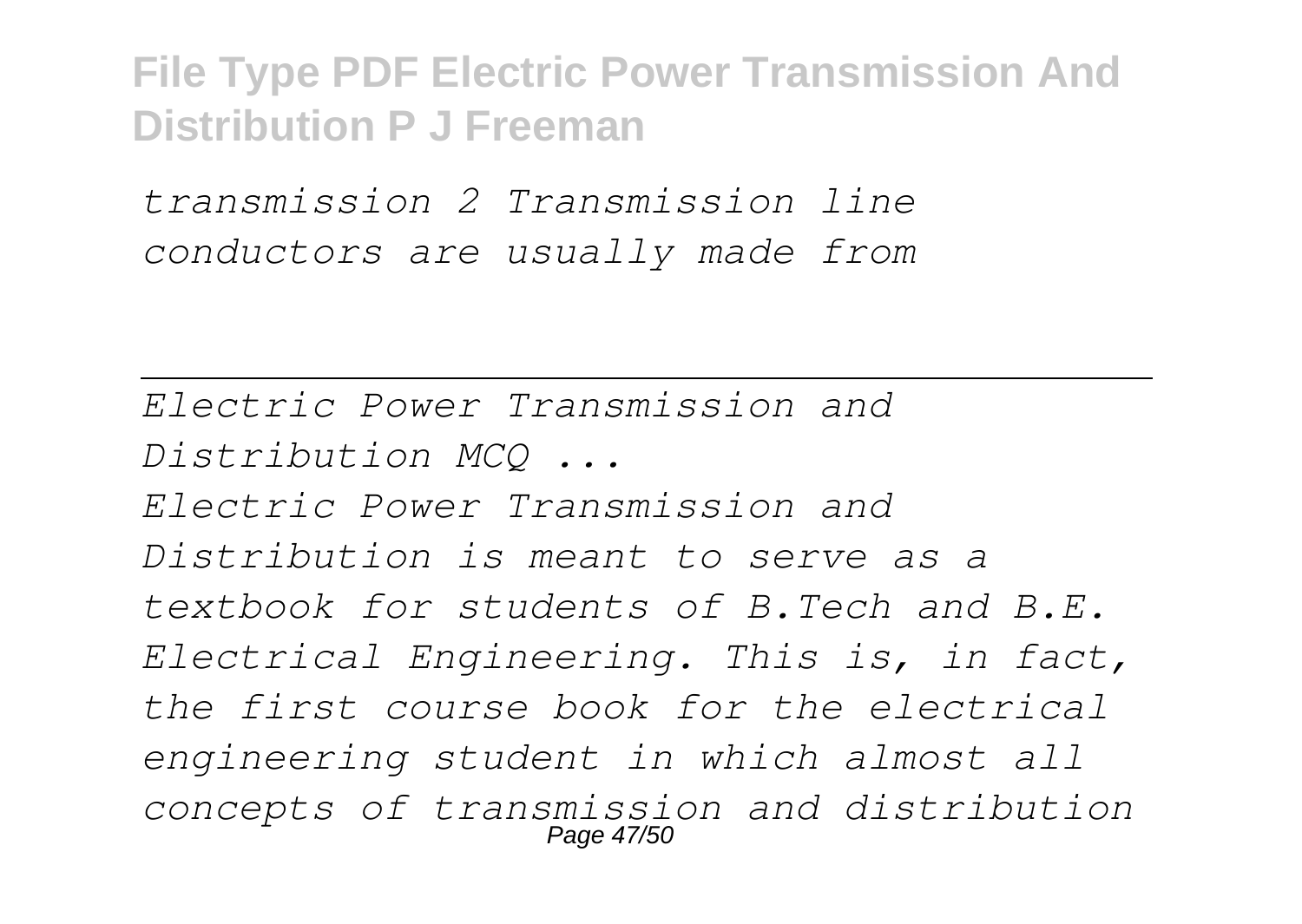*transmission 2 Transmission line conductors are usually made from*

---

*Electric Power Transmission and Distribution MCQ ...*

*Electric Power Transmission and Distribution is meant to serve as a textbook for students of B.Tech and B.E. Electrical Engineering. This is, in fact, the first course book for the electrical engineering student in which almost all concepts of transmission and distribution*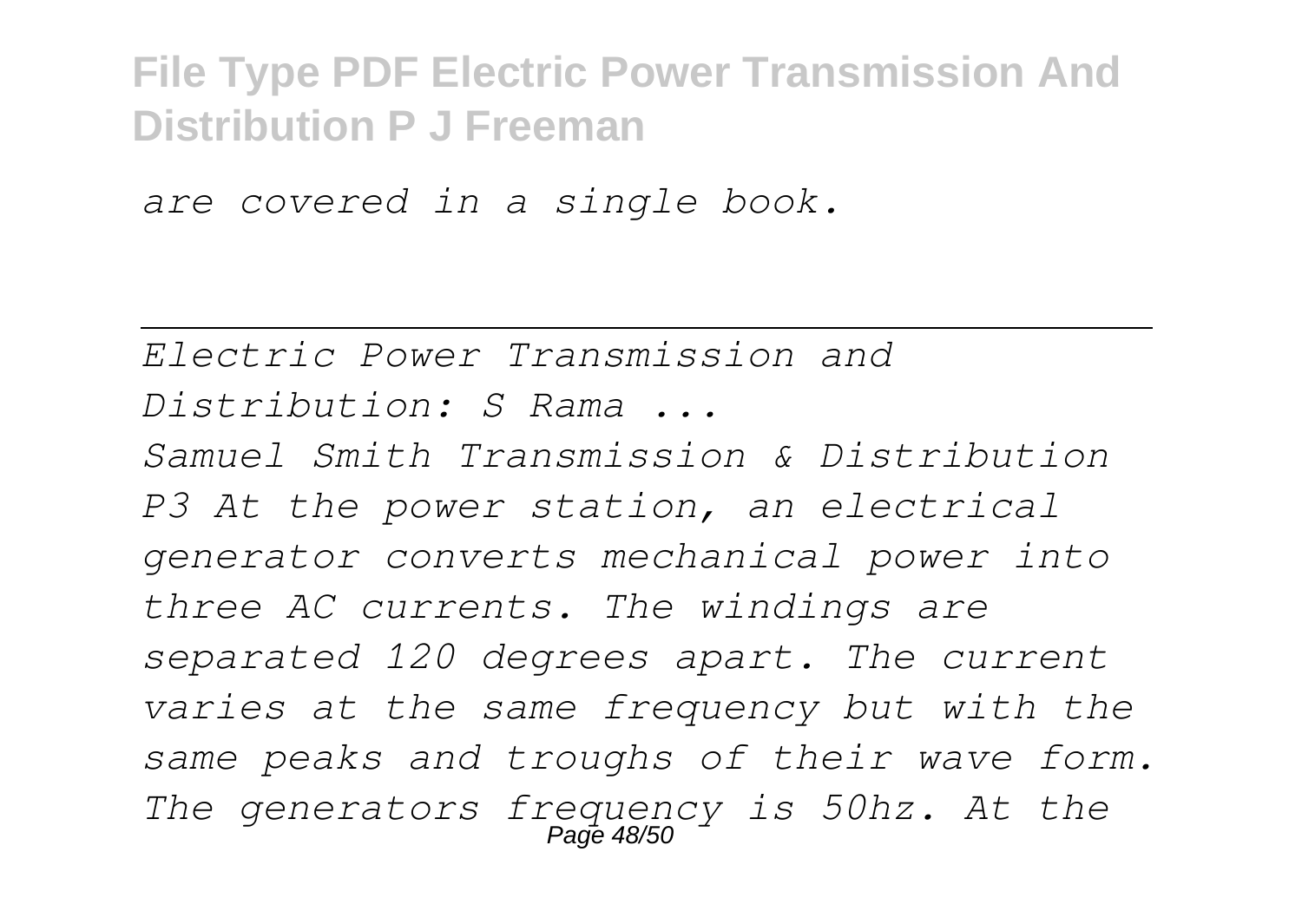*are covered in a single book.*

---

*Electric Power Transmission and Distribution: S Rama ...*

*Samuel Smith Transmission & Distribution P3 At the power station, an electrical generator converts mechanical power into three AC currents. The windings are separated 120 degrees apart. The current varies at the same frequency but with the same peaks and troughs of their wave form. The generators frequency is 50hz. At the*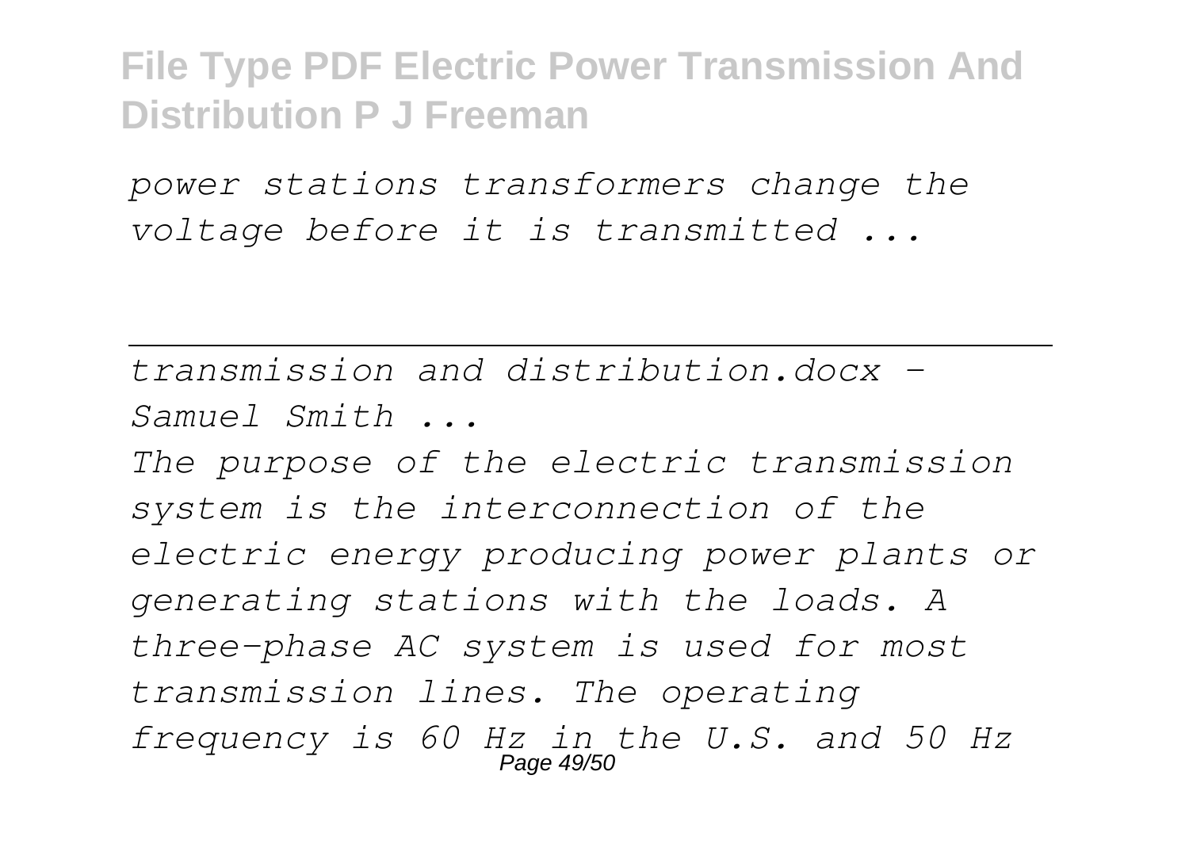*power stations transformers change the voltage before it is transmitted ...*

---

*transmission and distribution.docx - Samuel Smith ...*

*The purpose of the electric transmission system is the interconnection of the electric energy producing power plants or generating stations with the loads. A three-phase AC system is used for most transmission lines. The operating frequency is 60 Hz in the U.S. and 50 Hz*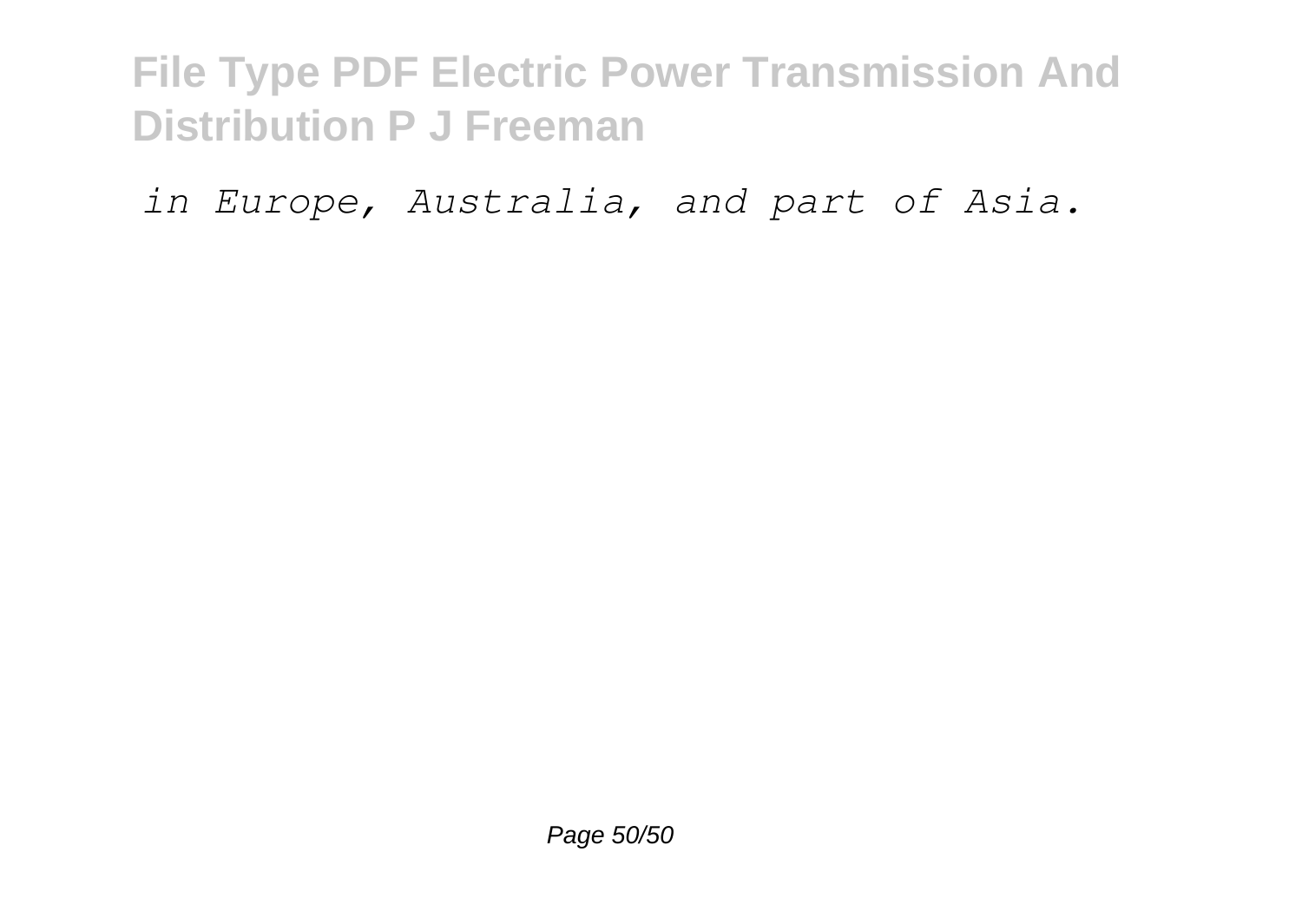*in Europe, Australia, and part of Asia.*